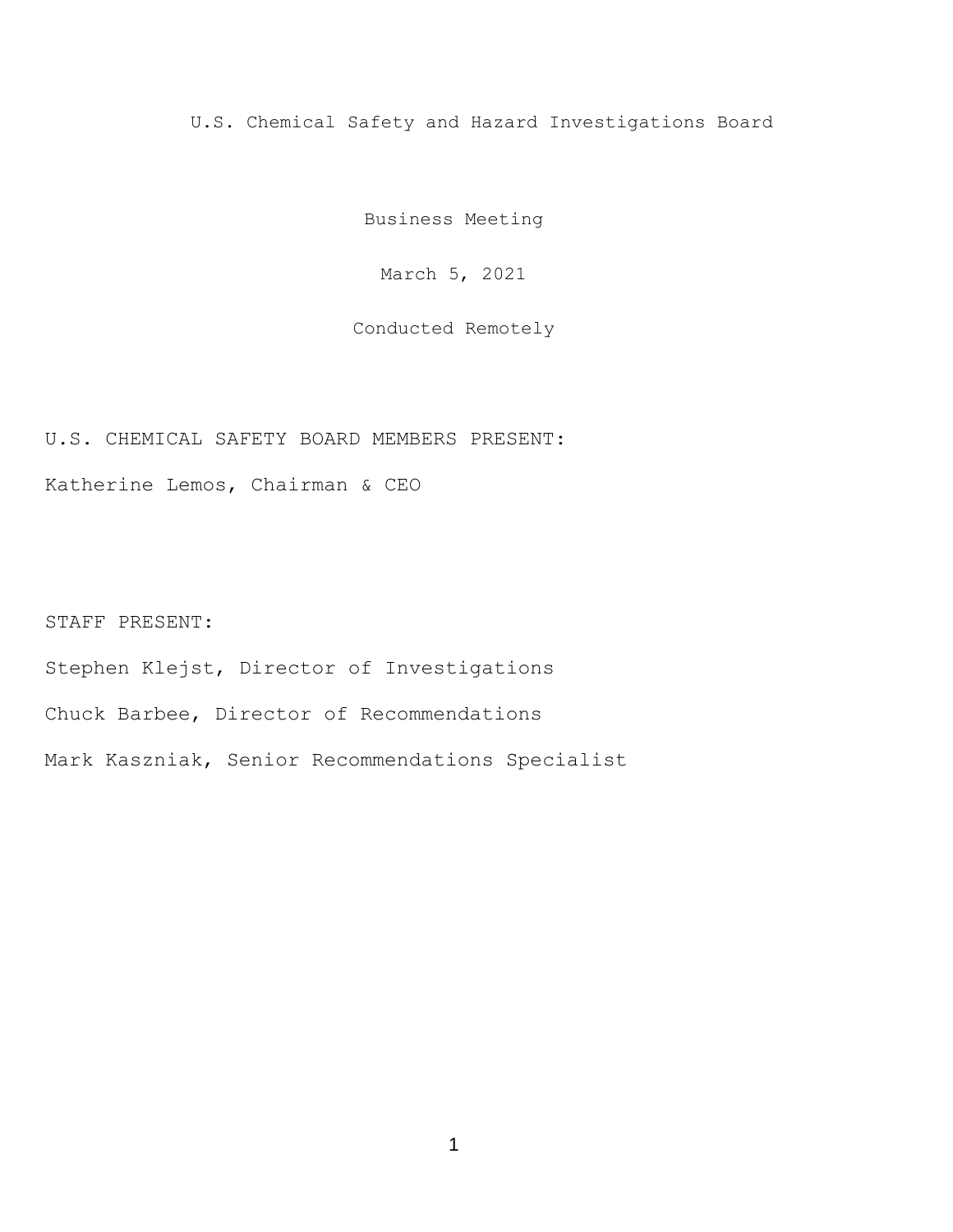# U.S. Chemical Safety and Hazard Investigations Board

## Business Meeting

March 5, 2021

Conducted Remotely

U.S. CHEMICAL SAFETY BOARD MEMBERS PRESENT:

Katherine Lemos, Chairman & CEO

STAFF PRESENT:

Stephen Klejst, Director of Investigations

Chuck Barbee, Director of Recommendations

Mark Kaszniak, Senior Recommendations Specialist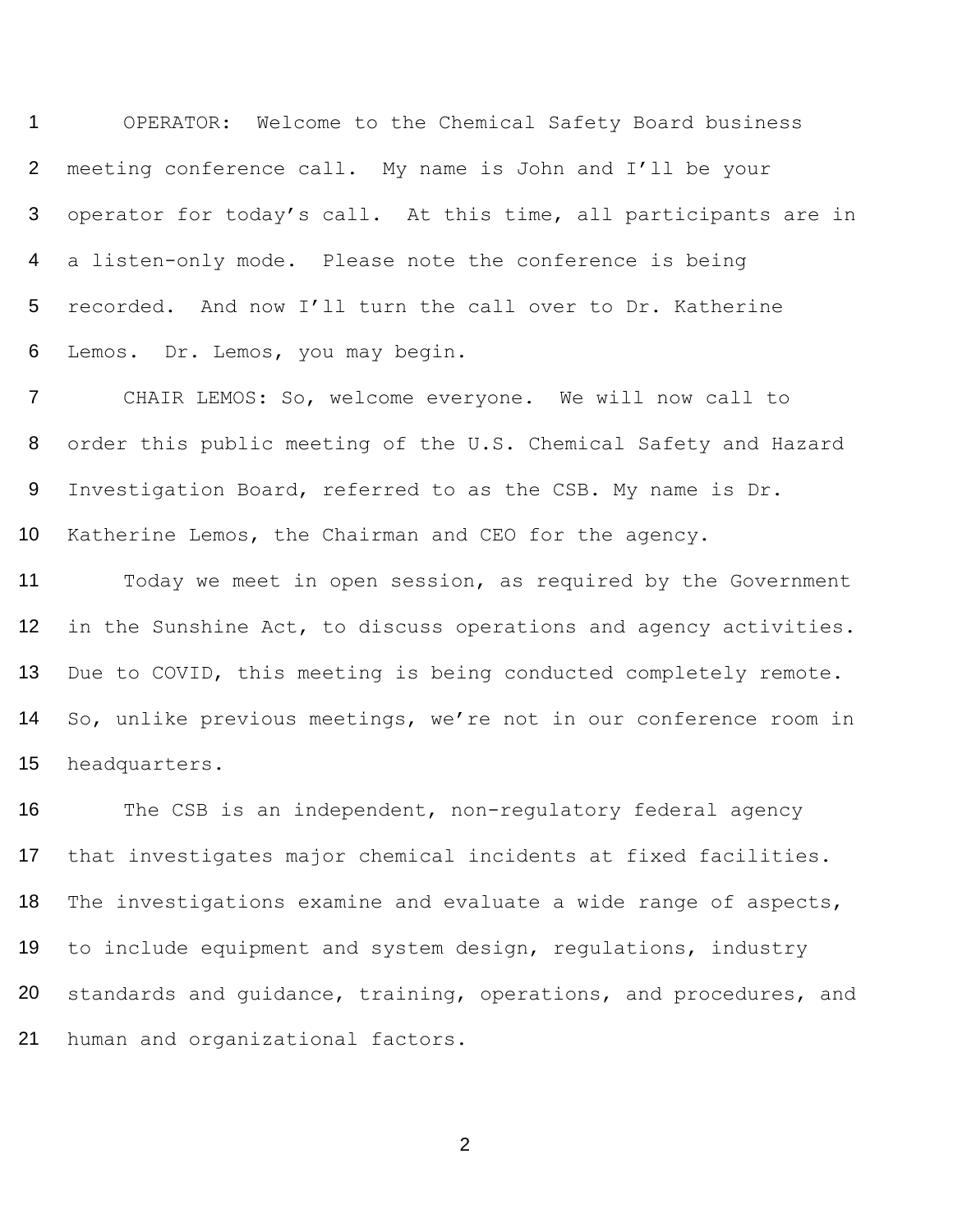OPERATOR: Welcome to the Chemical Safety Board business meeting conference call. My name is John and I'll be your operator for today's call. At this time, all participants are in a listen-only mode. Please note the conference is being recorded. And now I'll turn the call over to Dr. Katherine Lemos. Dr. Lemos, you may begin.

CHAIR LEMOS: So, welcome everyone. We will now call to order this public meeting of the U.S. Chemical Safety and Hazard Investigation Board, referred to as the CSB. My name is Dr. Katherine Lemos, the Chairman and CEO for the agency.

Today we meet in open session, as required by the Government in the Sunshine Act, to discuss operations and agency activities. Due to COVID, this meeting is being conducted completely remote. So, unlike previous meetings, we're not in our conference room in headquarters.

The CSB is an independent, non-regulatory federal agency that investigates major chemical incidents at fixed facilities. The investigations examine and evaluate a wide range of aspects, to include equipment and system design, regulations, industry standards and guidance, training, operations, and procedures, and human and organizational factors.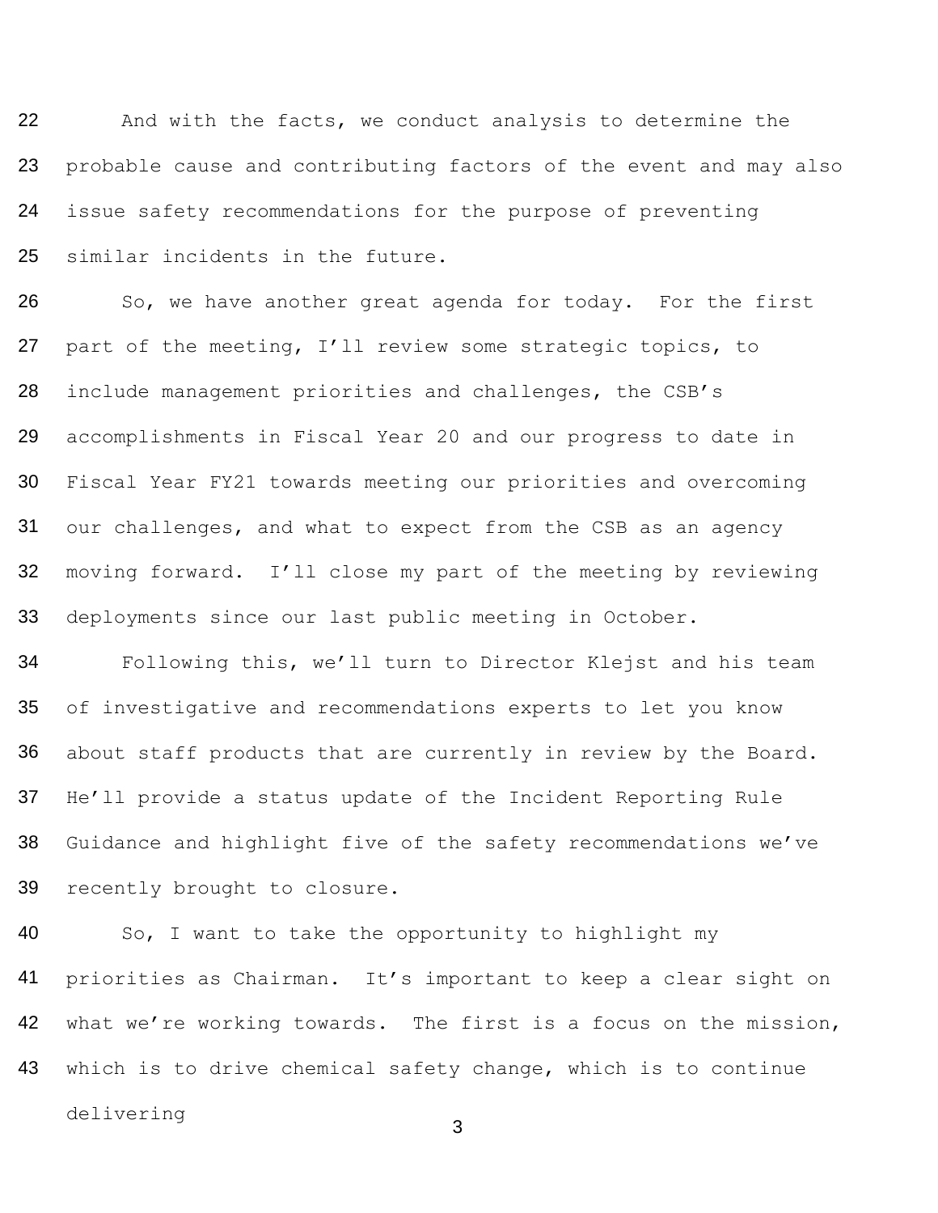And with the facts, we conduct analysis to determine the probable cause and contributing factors of the event and may also issue safety recommendations for the purpose of preventing similar incidents in the future.

So, we have another great agenda for today. For the first part of the meeting, I'll review some strategic topics, to include management priorities and challenges, the CSB's accomplishments in Fiscal Year 20 and our progress to date in Fiscal Year FY21 towards meeting our priorities and overcoming our challenges, and what to expect from the CSB as an agency moving forward. I'll close my part of the meeting by reviewing deployments since our last public meeting in October.

Following this, we'll turn to Director Klejst and his team of investigative and recommendations experts to let you know about staff products that are currently in review by the Board. He'll provide a status update of the Incident Reporting Rule Guidance and highlight five of the safety recommendations we've recently brought to closure.

So, I want to take the opportunity to highlight my priorities as Chairman. It's important to keep a clear sight on what we're working towards. The first is a focus on the mission, which is to drive chemical safety change, which is to continue delivering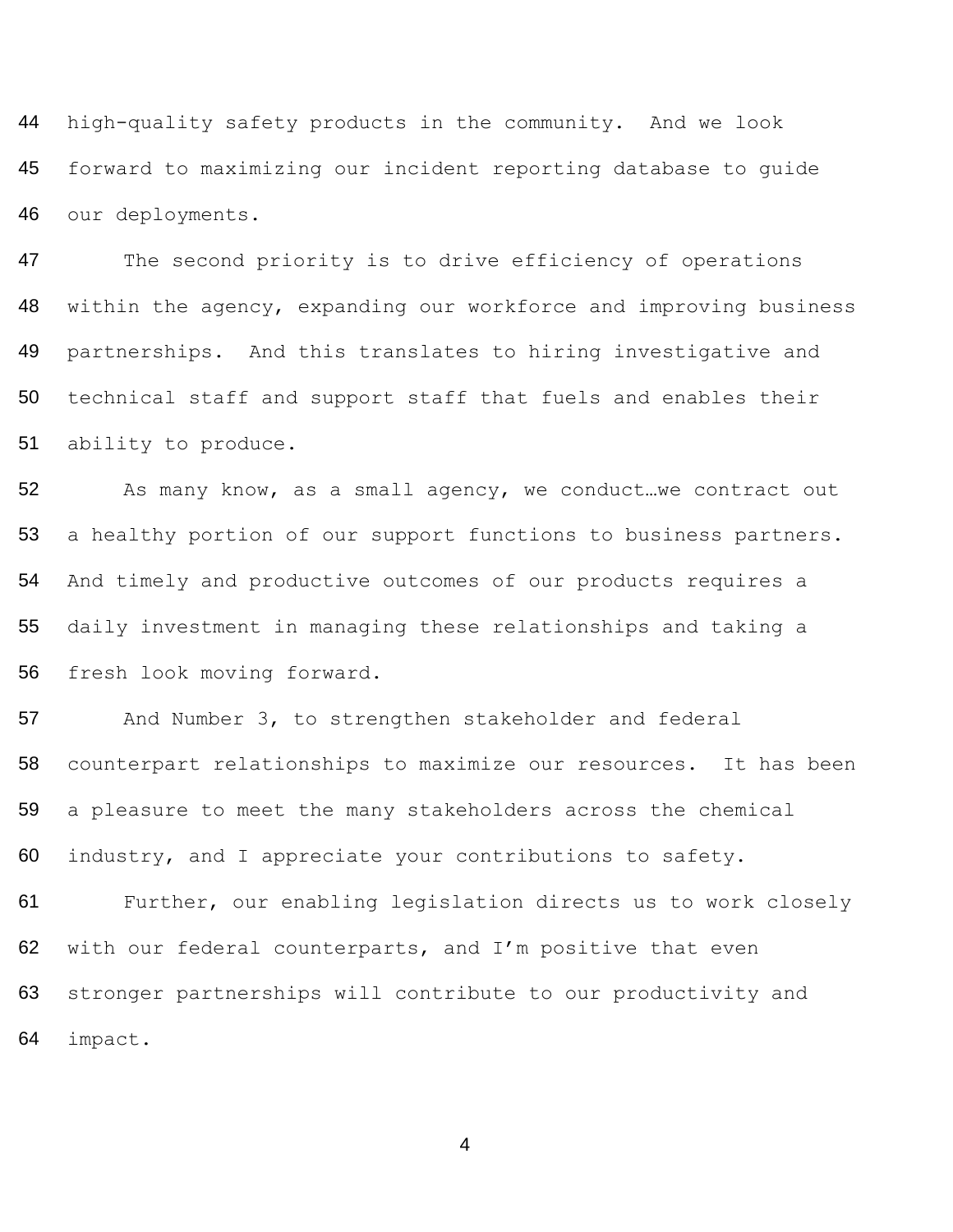high-quality safety products in the community. And we look forward to maximizing our incident reporting database to guide our deployments.

The second priority is to drive efficiency of operations within the agency, expanding our workforce and improving business partnerships. And this translates to hiring investigative and technical staff and support staff that fuels and enables their ability to produce.

As many know, as a small agency, we conduct…we contract out a healthy portion of our support functions to business partners. And timely and productive outcomes of our products requires a daily investment in managing these relationships and taking a fresh look moving forward.

And Number 3, to strengthen stakeholder and federal counterpart relationships to maximize our resources. It has been a pleasure to meet the many stakeholders across the chemical industry, and I appreciate your contributions to safety.

Further, our enabling legislation directs us to work closely with our federal counterparts, and I'm positive that even stronger partnerships will contribute to our productivity and impact.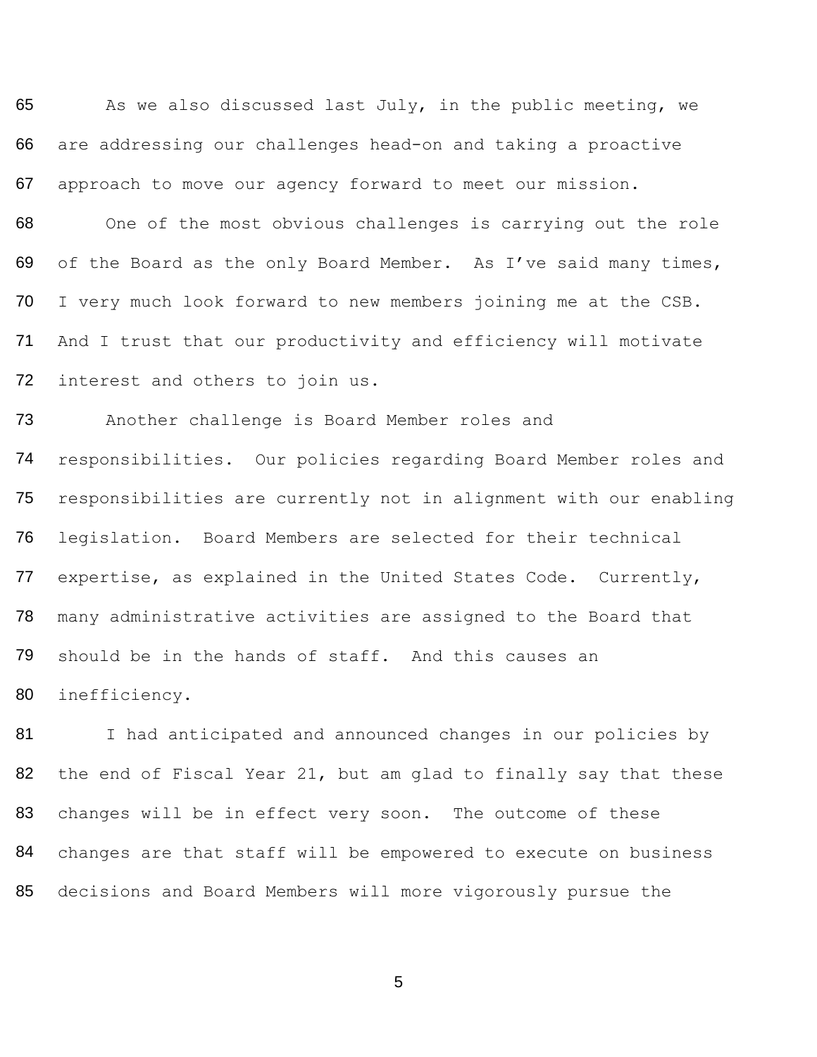As we also discussed last July, in the public meeting, we are addressing our challenges head-on and taking a proactive approach to move our agency forward to meet our mission.

One of the most obvious challenges is carrying out the role of the Board as the only Board Member. As I've said many times, I very much look forward to new members joining me at the CSB. And I trust that our productivity and efficiency will motivate interest and others to join us.

Another challenge is Board Member roles and responsibilities. Our policies regarding Board Member roles and responsibilities are currently not in alignment with our enabling legislation. Board Members are selected for their technical expertise, as explained in the United States Code. Currently, many administrative activities are assigned to the Board that should be in the hands of staff. And this causes an inefficiency.

I had anticipated and announced changes in our policies by the end of Fiscal Year 21, but am glad to finally say that these changes will be in effect very soon. The outcome of these changes are that staff will be empowered to execute on business decisions and Board Members will more vigorously pursue the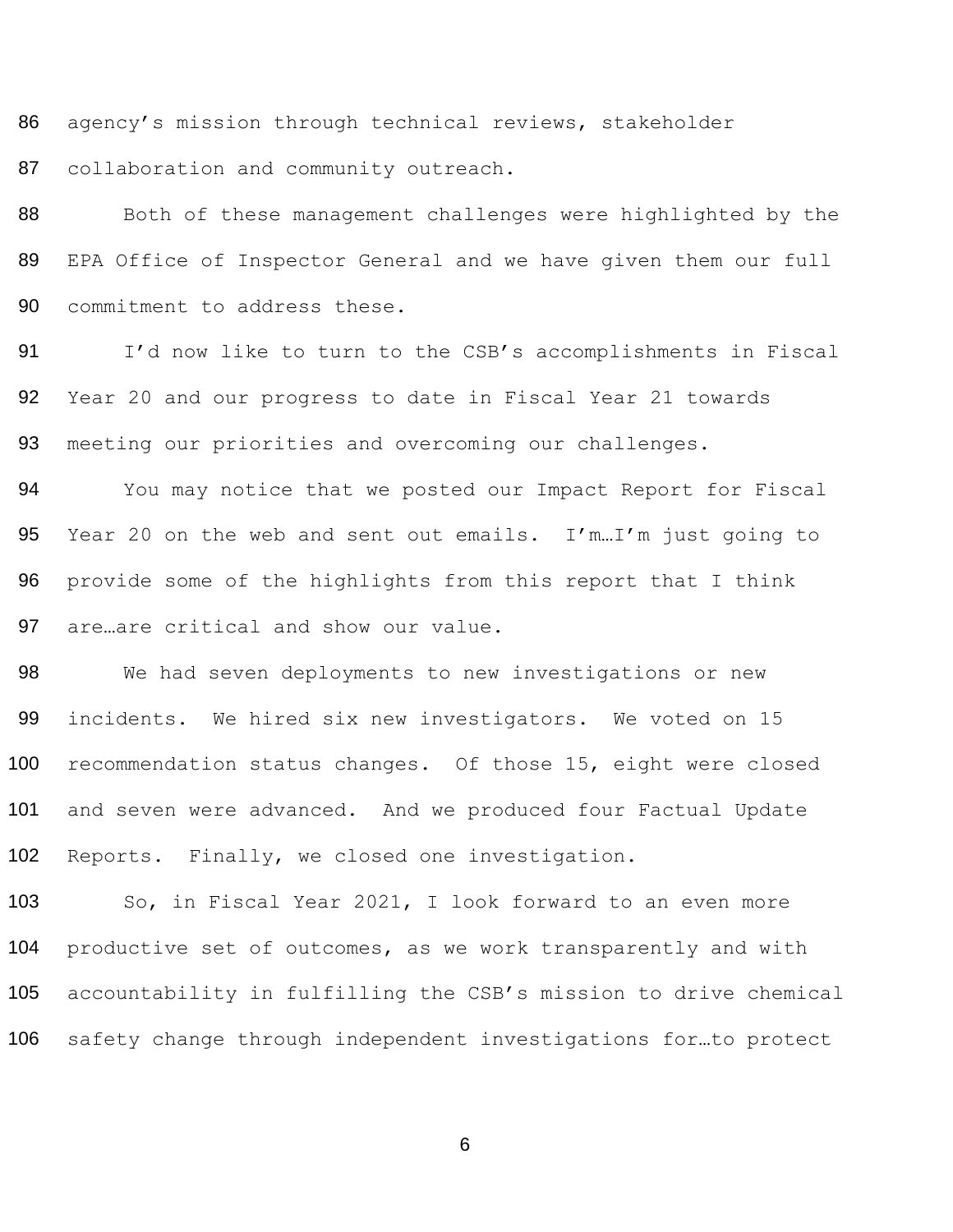agency's mission through technical reviews, stakeholder collaboration and community outreach.

Both of these management challenges were highlighted by the EPA Office of Inspector General and we have given them our full commitment to address these.

I'd now like to turn to the CSB's accomplishments in Fiscal Year 20 and our progress to date in Fiscal Year 21 towards meeting our priorities and overcoming our challenges.

You may notice that we posted our Impact Report for Fiscal Year 20 on the web and sent out emails. I'm…I'm just going to provide some of the highlights from this report that I think are…are critical and show our value.

We had seven deployments to new investigations or new incidents. We hired six new investigators. We voted on 15 recommendation status changes. Of those 15, eight were closed and seven were advanced. And we produced four Factual Update Reports. Finally, we closed one investigation.

So, in Fiscal Year 2021, I look forward to an even more productive set of outcomes, as we work transparently and with accountability in fulfilling the CSB's mission to drive chemical safety change through independent investigations for…to protect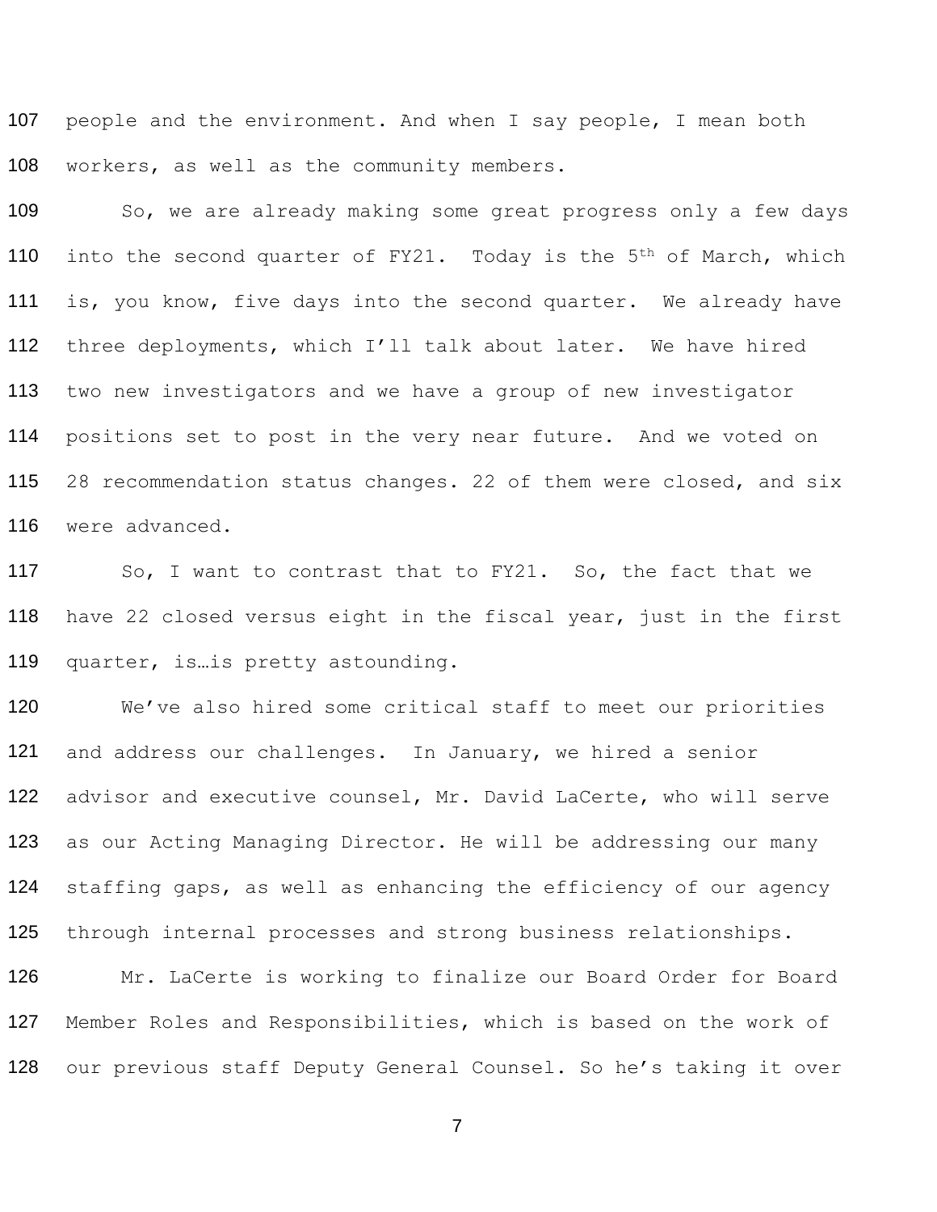people and the environment. And when I say people, I mean both workers, as well as the community members.

So, we are already making some great progress only a few days into the second quarter of FY21. Today is the 5th of March, which is, you know, five days into the second quarter. We already have three deployments, which I'll talk about later. We have hired two new investigators and we have a group of new investigator positions set to post in the very near future. And we voted on 28 recommendation status changes. 22 of them were closed, and six were advanced.

So, I want to contrast that to FY21. So, the fact that we have 22 closed versus eight in the fiscal year, just in the first quarter, is…is pretty astounding.

We've also hired some critical staff to meet our priorities and address our challenges. In January, we hired a senior advisor and executive counsel, Mr. David LaCerte, who will serve as our Acting Managing Director. He will be addressing our many staffing gaps, as well as enhancing the efficiency of our agency through internal processes and strong business relationships.

Mr. LaCerte is working to finalize our Board Order for Board Member Roles and Responsibilities, which is based on the work of our previous staff Deputy General Counsel. So he's taking it over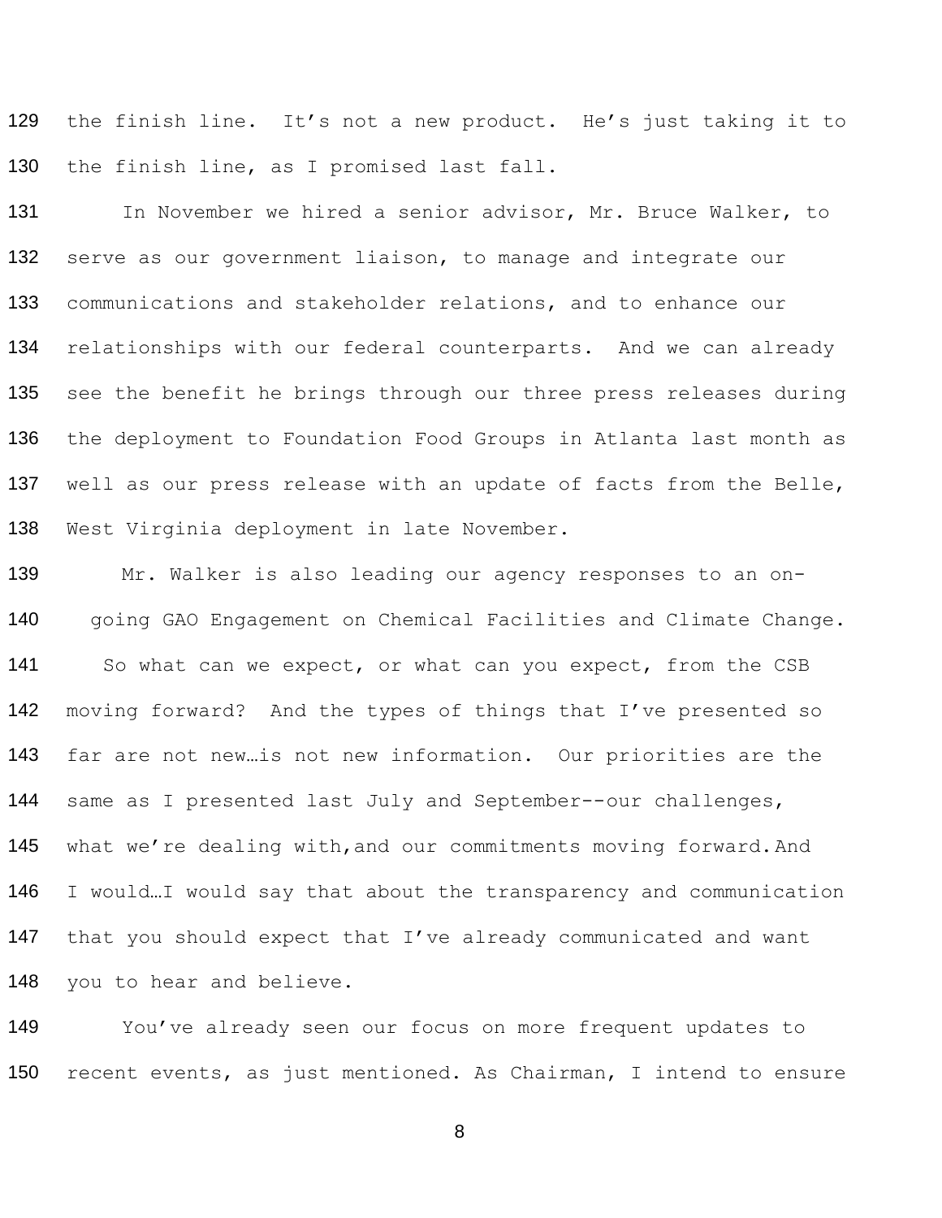the finish line. It's not a new product. He's just taking it to the finish line, as I promised last fall.

In November we hired a senior advisor, Mr. Bruce Walker, to serve as our government liaison, to manage and integrate our communications and stakeholder relations, and to enhance our relationships with our federal counterparts. And we can already see the benefit he brings through our three press releases during the deployment to Foundation Food Groups in Atlanta last month as well as our press release with an update of facts from the Belle, West Virginia deployment in late November.

Mr. Walker is also leading our agency responses to an on-going GAO Engagement on Chemical Facilities and Climate Change.

So what can we expect, or what can you expect, from the CSB moving forward? And the types of things that I've presented so far are not new…is not new information. Our priorities are the same as I presented last July and September--our challenges, what we're dealing with,and our commitments moving forward. And I would…I would say that about the transparency and communication that you should expect that I've already communicated and want you to hear and believe.

You've already seen our focus on more frequent updates to recent events, as just mentioned. As Chairman, I intend to ensure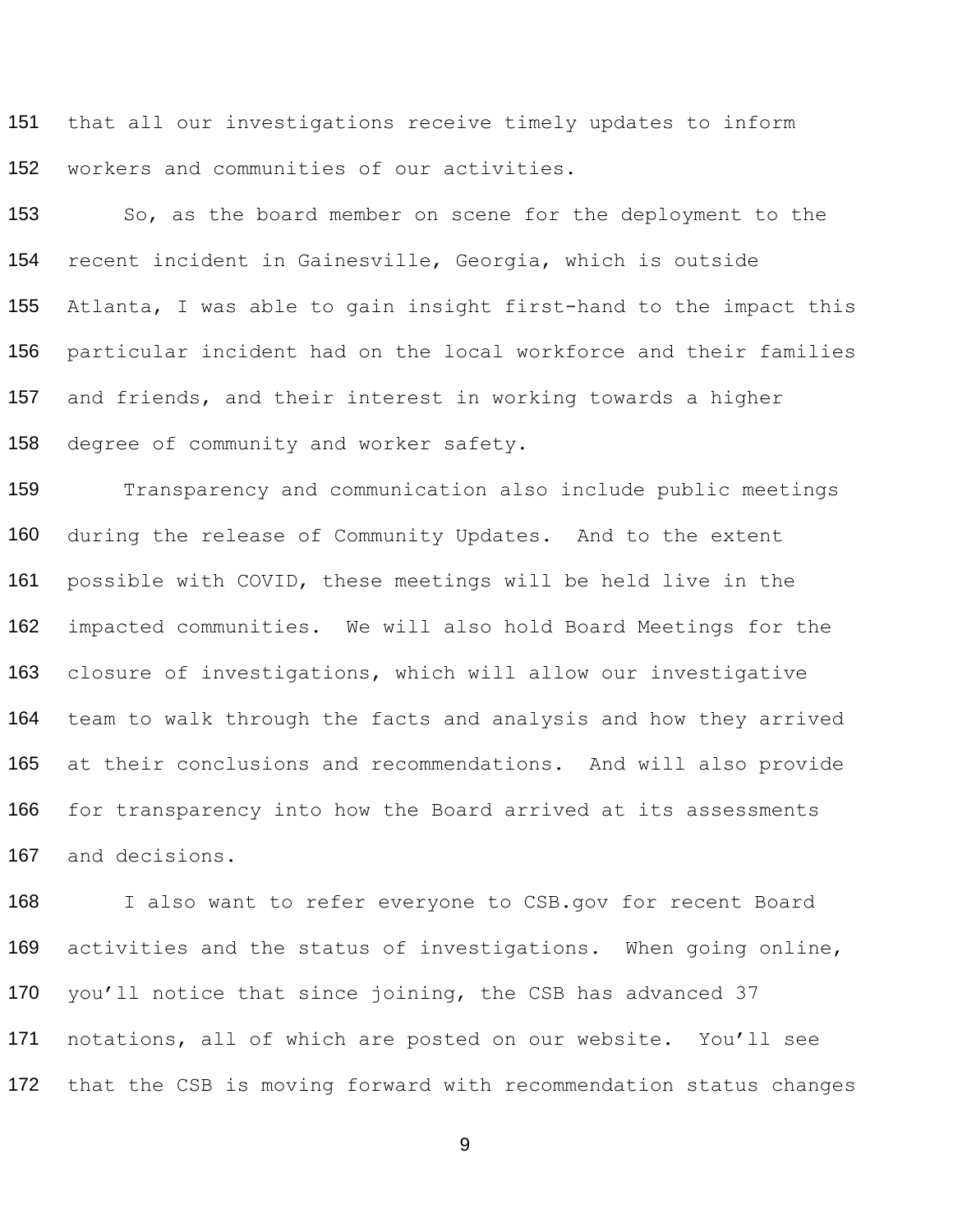that all our investigations receive timely updates to inform workers and communities of our activities.

So, as the board member on scene for the deployment to the recent incident in Gainesville, Georgia, which is outside Atlanta, I was able to gain insight first-hand to the impact this particular incident had on the local workforce and their families and friends, and their interest in working towards a higher degree of community and worker safety.

Transparency and communication also include public meetings during the release of Community Updates. And to the extent possible with COVID, these meetings will be held live in the impacted communities. We will also hold Board Meetings for the closure of investigations, which will allow our investigative team to walk through the facts and analysis and how they arrived at their conclusions and recommendations. And will also provide for transparency into how the Board arrived at its assessments and decisions.

I also want to refer everyone to CSB.gov for recent Board activities and the status of investigations. When going online, you'll notice that since joining, the CSB has advanced 37 notations, all of which are posted on our website. You'll see that the CSB is moving forward with recommendation status changes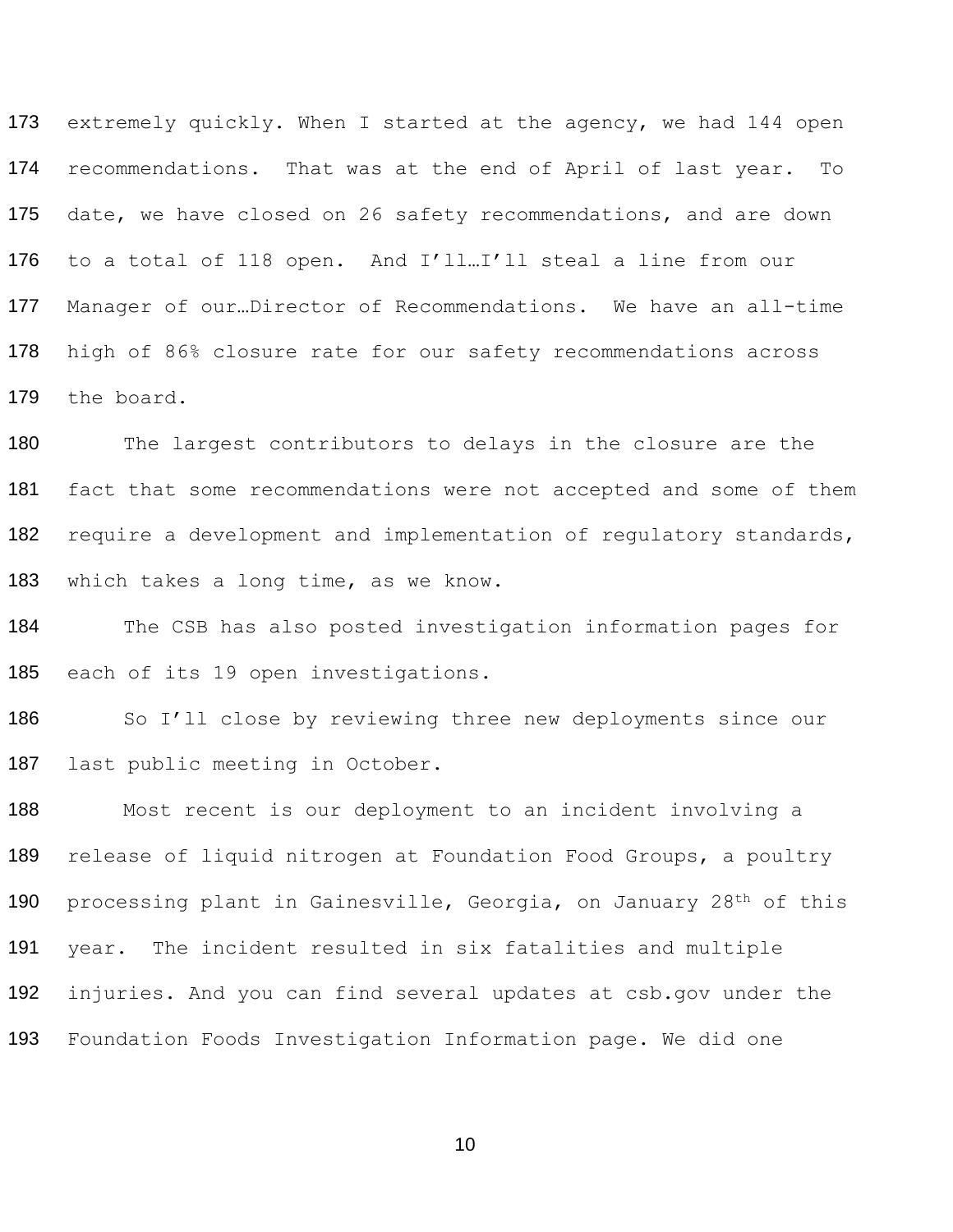extremely quickly. When I started at the agency, we had 144 open recommendations. That was at the end of April of last year. To date, we have closed on 26 safety recommendations, and are down to a total of 118 open. And I'll…I'll steal a line from our Manager of our…Director of Recommendations. We have an all-time high of 86% closure rate for our safety recommendations across the board.

The largest contributors to delays in the closure are the fact that some recommendations were not accepted and some of them require a development and implementation of regulatory standards, which takes a long time, as we know.

The CSB has also posted investigation information pages for each of its 19 open investigations.

So I'll close by reviewing three new deployments since our last public meeting in October.

Most recent is our deployment to an incident involving a release of liquid nitrogen at Foundation Food Groups, a poultry processing plant in Gainesville, Georgia, on January 28th of this year. The incident resulted in six fatalities and multiple injuries. And you can find several updates at csb.gov under the Foundation Foods Investigation Information page. We did one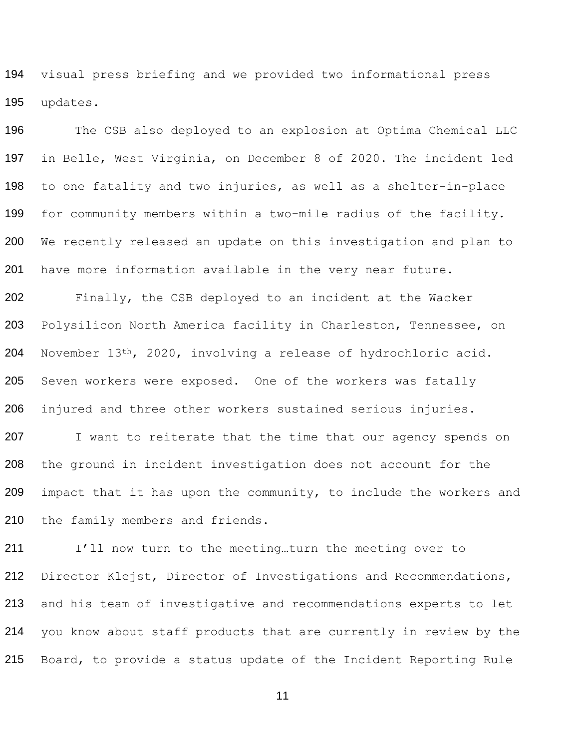visual press briefing and we provided two informational press updates.

The CSB also deployed to an explosion at Optima Chemical LLC in Belle, West Virginia, on December 8 of 2020. The incident led to one fatality and two injuries, as well as a shelter-in-place for community members within a two-mile radius of the facility. We recently released an update on this investigation and plan to have more information available in the very near future.

Finally, the CSB deployed to an incident at the Wacker Polysilicon North America facility in Charleston, Tennessee, on November 13th, 2020, involving a release of hydrochloric acid. Seven workers were exposed. One of the workers was fatally injured and three other workers sustained serious injuries.

I want to reiterate that the time that our agency spends on the ground in incident investigation does not account for the impact that it has upon the community, to include the workers and the family members and friends.

I'll now turn to the meeting…turn the meeting over to Director Klejst, Director of Investigations and Recommendations, and his team of investigative and recommendations experts to let you know about staff products that are currently in review by the Board, to provide a status update of the Incident Reporting Rule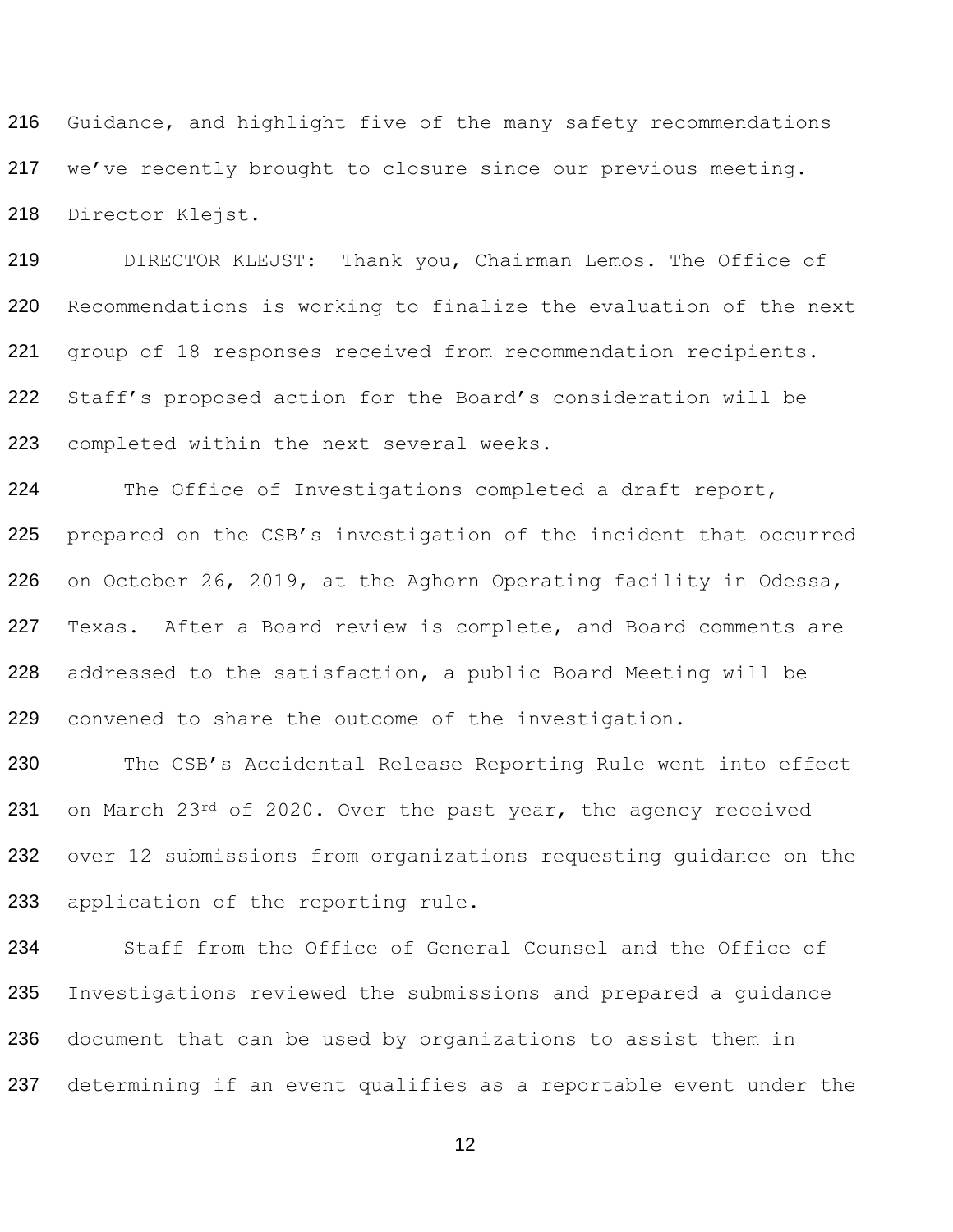216 Guidance, and highlight five of the many safety recommendations
217 we've recently brought to closure since our previous meeting.
218 Director Klejst.

219 DIRECTOR KLEJST: Thank you, Chairman Lemos. The Office of
220 Recommendations is working to finalize the evaluation of the next
221 group of 18 responses received from recommendation recipients.
222 Staff's proposed action for the Board's consideration will be
223 completed within the next several weeks.

224 The Office of Investigations completed a draft report,
225 prepared on the CSB's investigation of the incident that occurred
226 on October 26, 2019, at the Aghorn Operating facility in Odessa,
227 Texas. After a Board review is complete, and Board comments are
228 addressed to the satisfaction, a public Board Meeting will be
229 convened to share the outcome of the investigation.

230 The CSB's Accidental Release Reporting Rule went into effect
231 on March 23rd of 2020. Over the past year, the agency received
232 over 12 submissions from organizations requesting guidance on the
233 application of the reporting rule.

234 Staff from the Office of General Counsel and the Office of
235 Investigations reviewed the submissions and prepared a guidance
236 document that can be used by organizations to assist them in
237 determining if an event qualifies as a reportable event under the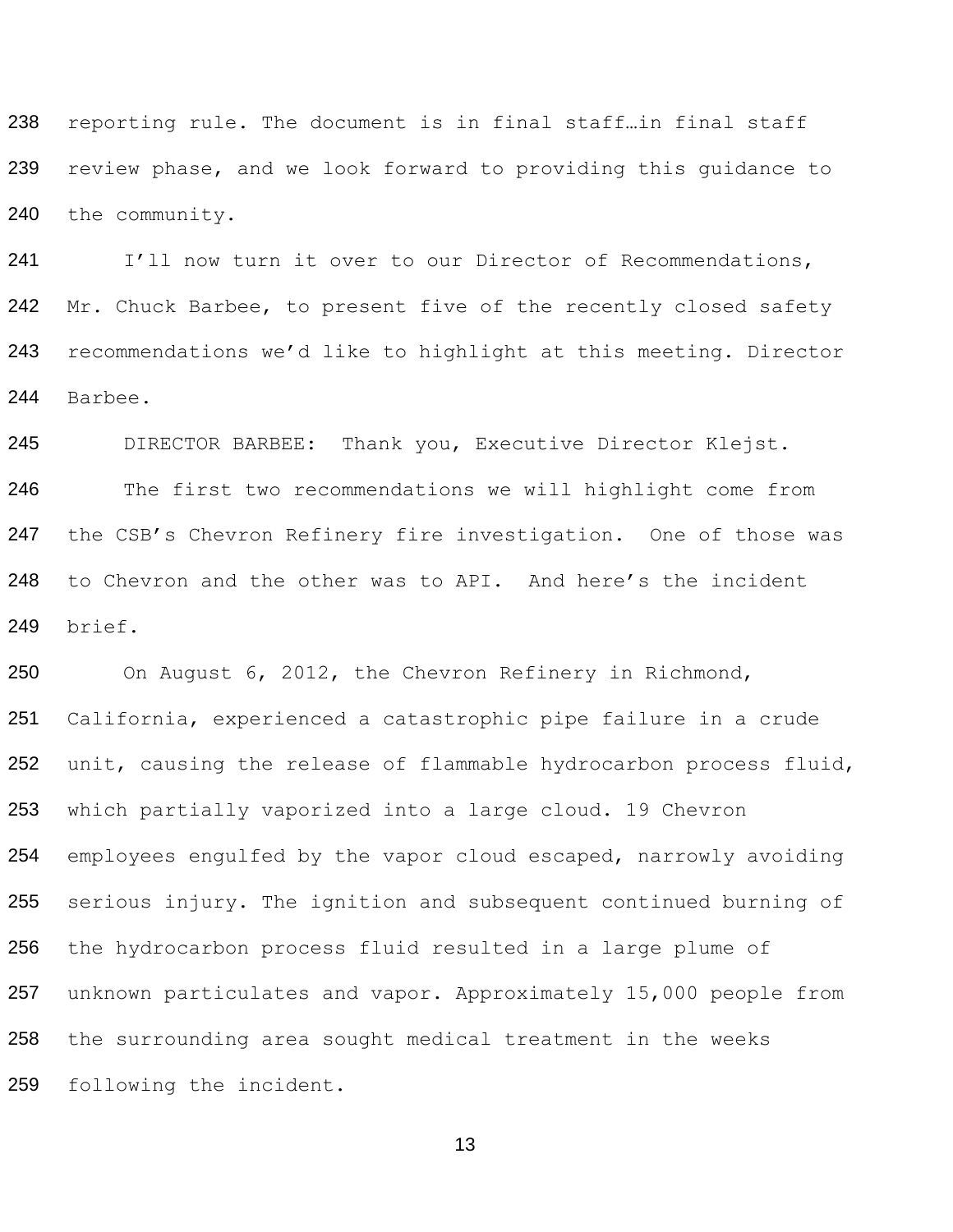reporting rule. The document is in final staff…in final staff review phase, and we look forward to providing this guidance to the community.

I'll now turn it over to our Director of Recommendations, Mr. Chuck Barbee, to present five of the recently closed safety recommendations we'd like to highlight at this meeting. Director Barbee.

DIRECTOR BARBEE: Thank you, Executive Director Klejst.

The first two recommendations we will highlight come from the CSB's Chevron Refinery fire investigation. One of those was to Chevron and the other was to API. And here's the incident brief.

On August 6, 2012, the Chevron Refinery in Richmond, California, experienced a catastrophic pipe failure in a crude unit, causing the release of flammable hydrocarbon process fluid, which partially vaporized into a large cloud. 19 Chevron employees engulfed by the vapor cloud escaped, narrowly avoiding serious injury. The ignition and subsequent continued burning of the hydrocarbon process fluid resulted in a large plume of unknown particulates and vapor. Approximately 15,000 people from the surrounding area sought medical treatment in the weeks following the incident.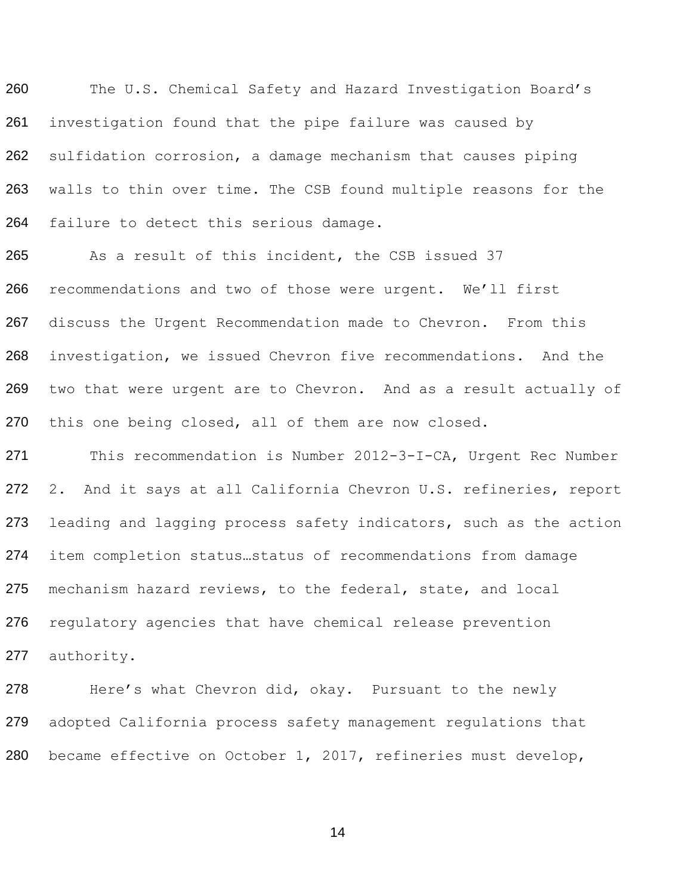The U.S. Chemical Safety and Hazard Investigation Board's investigation found that the pipe failure was caused by sulfidation corrosion, a damage mechanism that causes piping walls to thin over time. The CSB found multiple reasons for the failure to detect this serious damage.

As a result of this incident, the CSB issued 37 recommendations and two of those were urgent. We'll first discuss the Urgent Recommendation made to Chevron. From this investigation, we issued Chevron five recommendations. And the two that were urgent are to Chevron. And as a result actually of this one being closed, all of them are now closed.

This recommendation is Number 2012-3-I-CA, Urgent Rec Number 2. And it says at all California Chevron U.S. refineries, report leading and lagging process safety indicators, such as the action item completion status…status of recommendations from damage mechanism hazard reviews, to the federal, state, and local regulatory agencies that have chemical release prevention authority.

Here's what Chevron did, okay. Pursuant to the newly adopted California process safety management regulations that became effective on October 1, 2017, refineries must develop,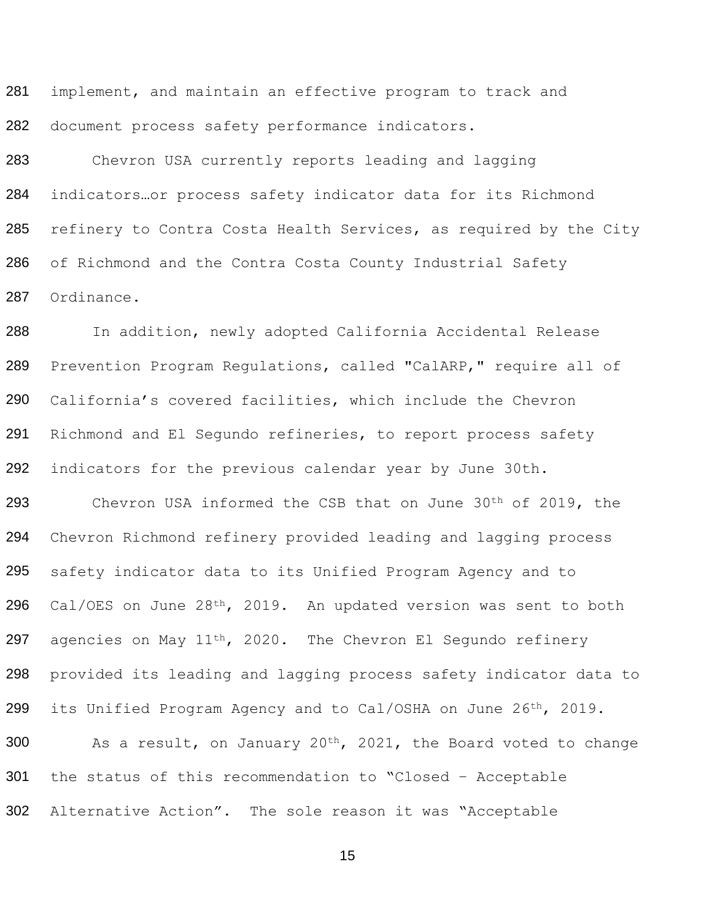implement, and maintain an effective program to track and document process safety performance indicators.

Chevron USA currently reports leading and lagging indicators…or process safety indicator data for its Richmond refinery to Contra Costa Health Services, as required by the City of Richmond and the Contra Costa County Industrial Safety Ordinance.

In addition, newly adopted California Accidental Release Prevention Program Regulations, called "CalARP," require all of California's covered facilities, which include the Chevron Richmond and El Segundo refineries, to report process safety indicators for the previous calendar year by June 30th.

Chevron USA informed the CSB that on June 30th of 2019, the Chevron Richmond refinery provided leading and lagging process safety indicator data to its Unified Program Agency and to Cal/OES on June 28th, 2019. An updated version was sent to both agencies on May 11th, 2020. The Chevron El Segundo refinery provided its leading and lagging process safety indicator data to its Unified Program Agency and to Cal/OSHA on June 26th, 2019.

As a result, on January 20th, 2021, the Board voted to change the status of this recommendation to "Closed – Acceptable Alternative Action". The sole reason it was "Acceptable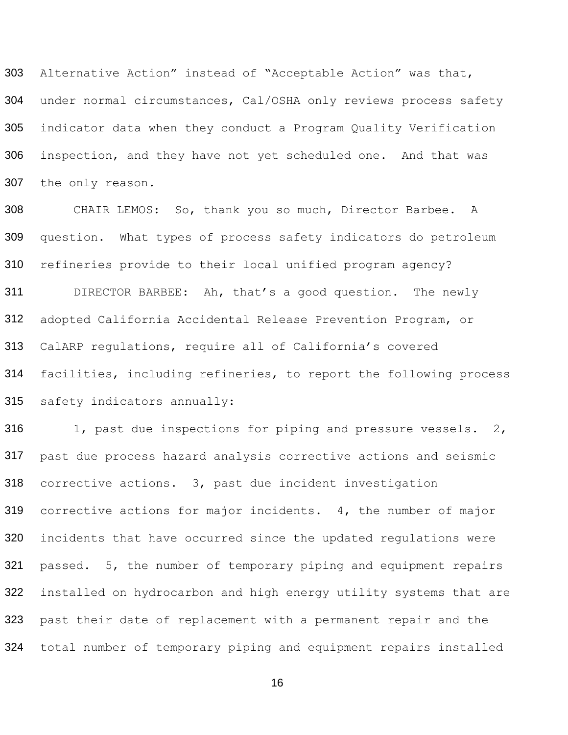Alternative Action" instead of "Acceptable Action" was that, under normal circumstances, Cal/OSHA only reviews process safety indicator data when they conduct a Program Quality Verification inspection, and they have not yet scheduled one. And that was the only reason.

CHAIR LEMOS: So, thank you so much, Director Barbee. A question. What types of process safety indicators do petroleum refineries provide to their local unified program agency?

DIRECTOR BARBEE: Ah, that's a good question. The newly adopted California Accidental Release Prevention Program, or CalARP regulations, require all of California's covered facilities, including refineries, to report the following process safety indicators annually:

1, past due inspections for piping and pressure vessels. 2, past due process hazard analysis corrective actions and seismic corrective actions. 3, past due incident investigation corrective actions for major incidents. 4, the number of major incidents that have occurred since the updated regulations were passed. 5, the number of temporary piping and equipment repairs installed on hydrocarbon and high energy utility systems that are past their date of replacement with a permanent repair and the total number of temporary piping and equipment repairs installed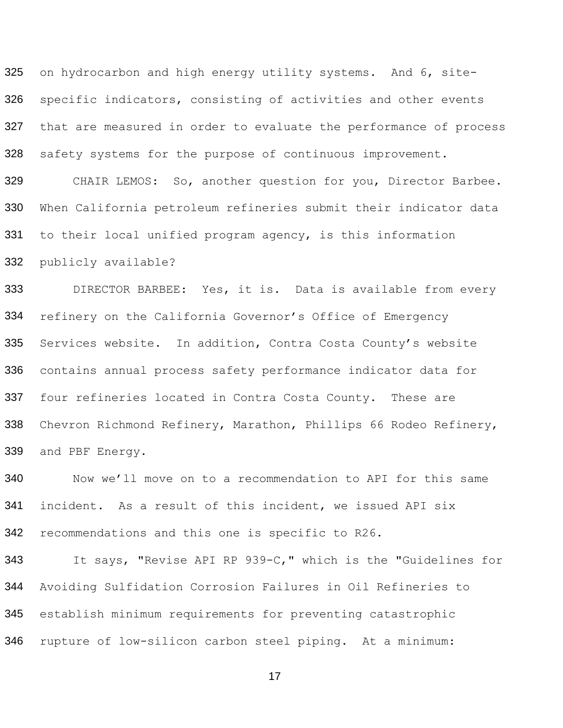on hydrocarbon and high energy utility systems. And 6, site-specific indicators, consisting of activities and other events that are measured in order to evaluate the performance of process safety systems for the purpose of continuous improvement.

CHAIR LEMOS: So, another question for you, Director Barbee. When California petroleum refineries submit their indicator data to their local unified program agency, is this information publicly available?

DIRECTOR BARBEE: Yes, it is. Data is available from every refinery on the California Governor's Office of Emergency Services website. In addition, Contra Costa County's website contains annual process safety performance indicator data for four refineries located in Contra Costa County. These are Chevron Richmond Refinery, Marathon, Phillips 66 Rodeo Refinery, and PBF Energy.

Now we'll move on to a recommendation to API for this same incident. As a result of this incident, we issued API six recommendations and this one is specific to R26.

It says, "Revise API RP 939-C," which is the "Guidelines for Avoiding Sulfidation Corrosion Failures in Oil Refineries to establish minimum requirements for preventing catastrophic rupture of low-silicon carbon steel piping. At a minimum: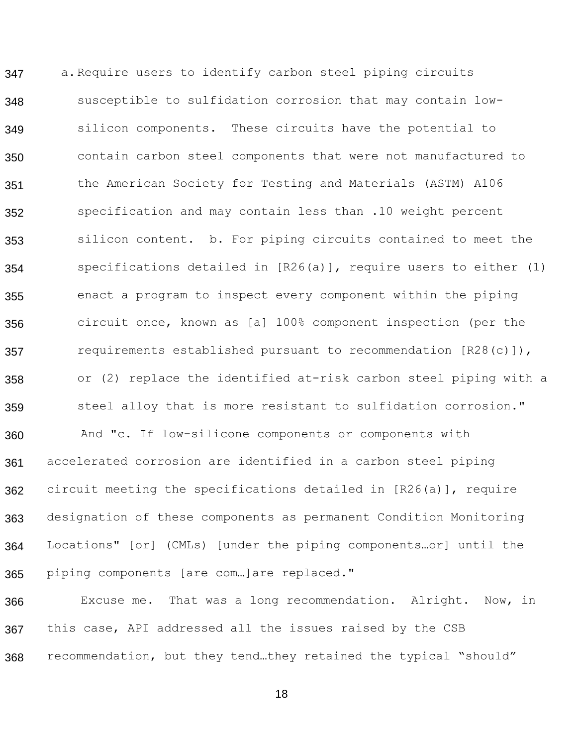a. Require users to identify carbon steel piping circuits susceptible to sulfidation corrosion that may contain low-silicon components. These circuits have the potential to contain carbon steel components that were not manufactured to the American Society for Testing and Materials (ASTM) A106 specification and may contain less than .10 weight percent silicon content. b. For piping circuits contained to meet the specifications detailed in [R26(a)], require users to either (1) enact a program to inspect every component within the piping circuit once, known as [a] 100% component inspection (per the requirements established pursuant to recommendation [R28(c)]), or (2) replace the identified at-risk carbon steel piping with a steel alloy that is more resistant to sulfidation corrosion."

And "c. If low-silicone components or components with accelerated corrosion are identified in a carbon steel piping circuit meeting the specifications detailed in [R26(a)], require designation of these components as permanent Condition Monitoring Locations" [or] (CMLs) [under the piping components…or] until the piping components [are com…]are replaced."

Excuse me. That was a long recommendation. Alright. Now, in this case, API addressed all the issues raised by the CSB recommendation, but they tend…they retained the typical "should"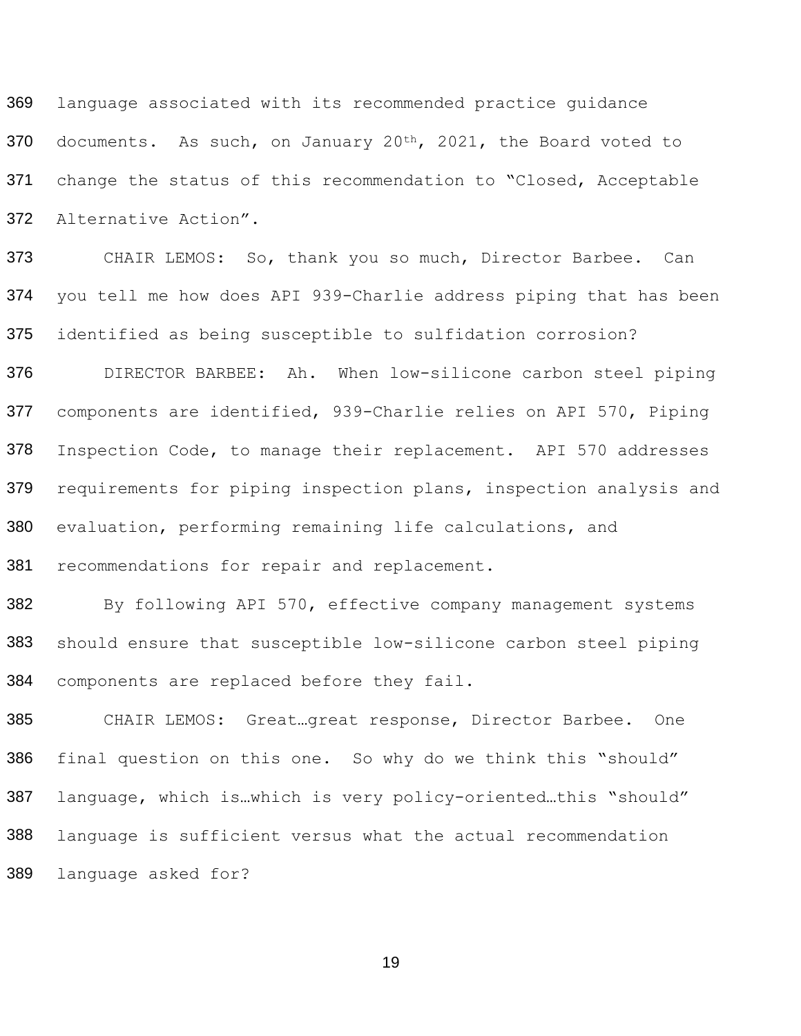language associated with its recommended practice guidance documents. As such, on January 20th, 2021, the Board voted to change the status of this recommendation to "Closed, Acceptable Alternative Action".

CHAIR LEMOS: So, thank you so much, Director Barbee. Can you tell me how does API 939-Charlie address piping that has been identified as being susceptible to sulfidation corrosion?

DIRECTOR BARBEE: Ah. When low-silicone carbon steel piping components are identified, 939-Charlie relies on API 570, Piping Inspection Code, to manage their replacement. API 570 addresses requirements for piping inspection plans, inspection analysis and evaluation, performing remaining life calculations, and recommendations for repair and replacement.

By following API 570, effective company management systems should ensure that susceptible low-silicone carbon steel piping components are replaced before they fail.

CHAIR LEMOS: Great…great response, Director Barbee. One final question on this one. So why do we think this "should" language, which is…which is very policy-oriented…this "should" language is sufficient versus what the actual recommendation language asked for?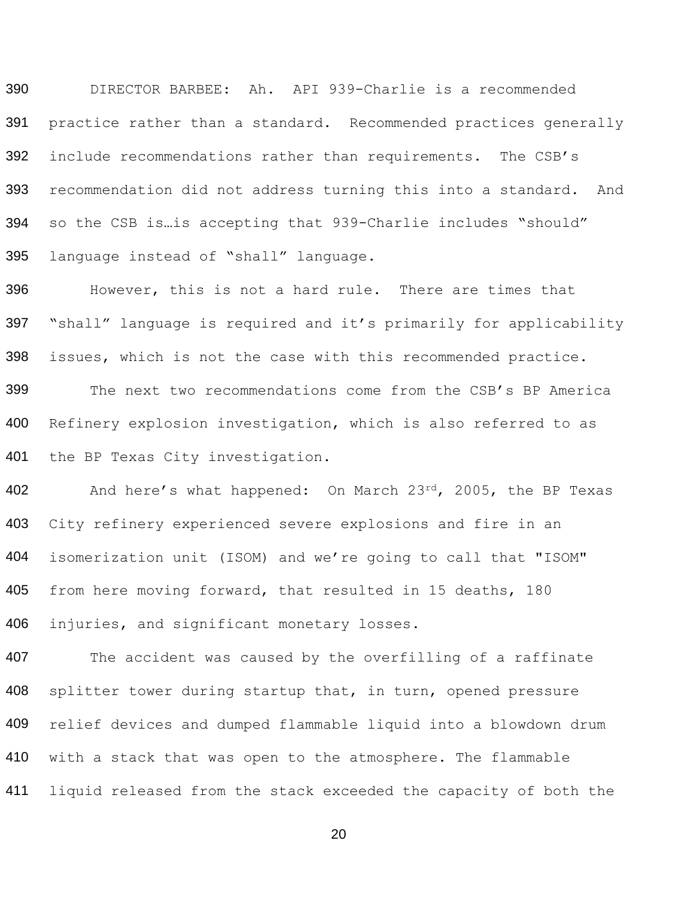DIRECTOR BARBEE: Ah. API 939-Charlie is a recommended practice rather than a standard. Recommended practices generally include recommendations rather than requirements. The CSB's recommendation did not address turning this into a standard. And so the CSB is…is accepting that 939-Charlie includes "should" language instead of "shall" language.

However, this is not a hard rule. There are times that "shall" language is required and it's primarily for applicability issues, which is not the case with this recommended practice.

The next two recommendations come from the CSB's BP America Refinery explosion investigation, which is also referred to as the BP Texas City investigation.

And here's what happened: On March 23rd, 2005, the BP Texas City refinery experienced severe explosions and fire in an isomerization unit (ISOM) and we're going to call that "ISOM" from here moving forward, that resulted in 15 deaths, 180 injuries, and significant monetary losses.

The accident was caused by the overfilling of a raffinate splitter tower during startup that, in turn, opened pressure relief devices and dumped flammable liquid into a blowdown drum with a stack that was open to the atmosphere. The flammable liquid released from the stack exceeded the capacity of both the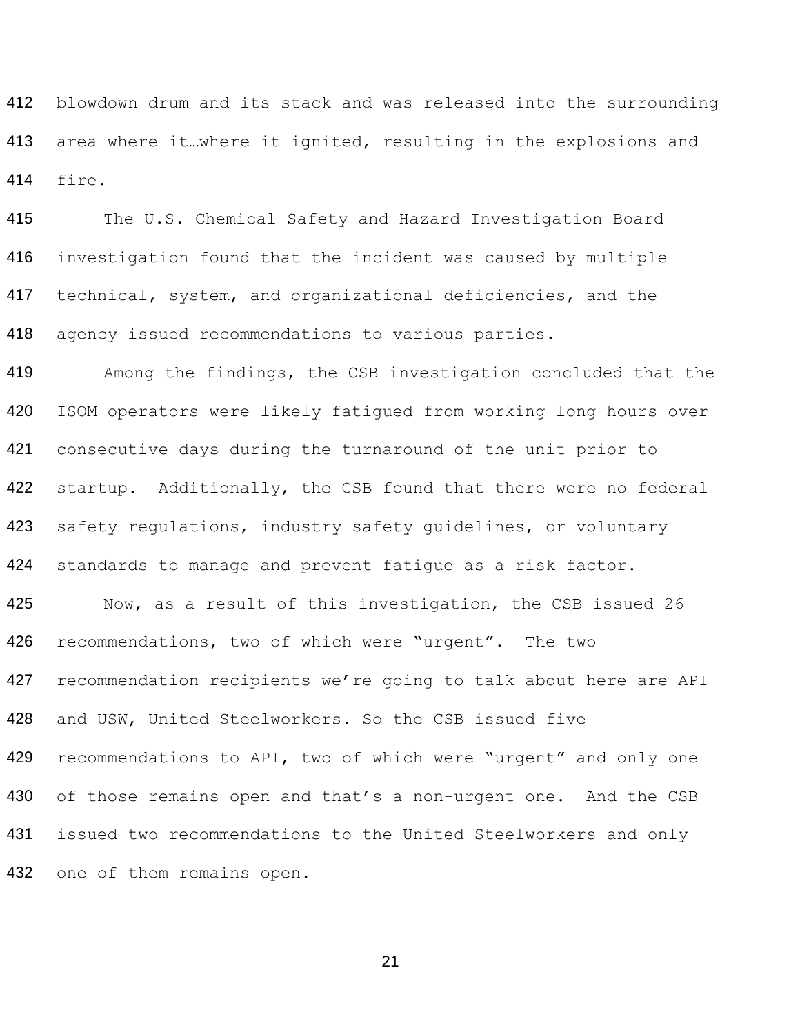blowdown drum and its stack and was released into the surrounding area where it…where it ignited, resulting in the explosions and fire.

The U.S. Chemical Safety and Hazard Investigation Board investigation found that the incident was caused by multiple technical, system, and organizational deficiencies, and the agency issued recommendations to various parties.

Among the findings, the CSB investigation concluded that the ISOM operators were likely fatigued from working long hours over consecutive days during the turnaround of the unit prior to startup. Additionally, the CSB found that there were no federal safety regulations, industry safety guidelines, or voluntary standards to manage and prevent fatigue as a risk factor.

Now, as a result of this investigation, the CSB issued 26 recommendations, two of which were "urgent". The two recommendation recipients we're going to talk about here are API and USW, United Steelworkers. So the CSB issued five recommendations to API, two of which were "urgent" and only one of those remains open and that's a non-urgent one. And the CSB issued two recommendations to the United Steelworkers and only one of them remains open.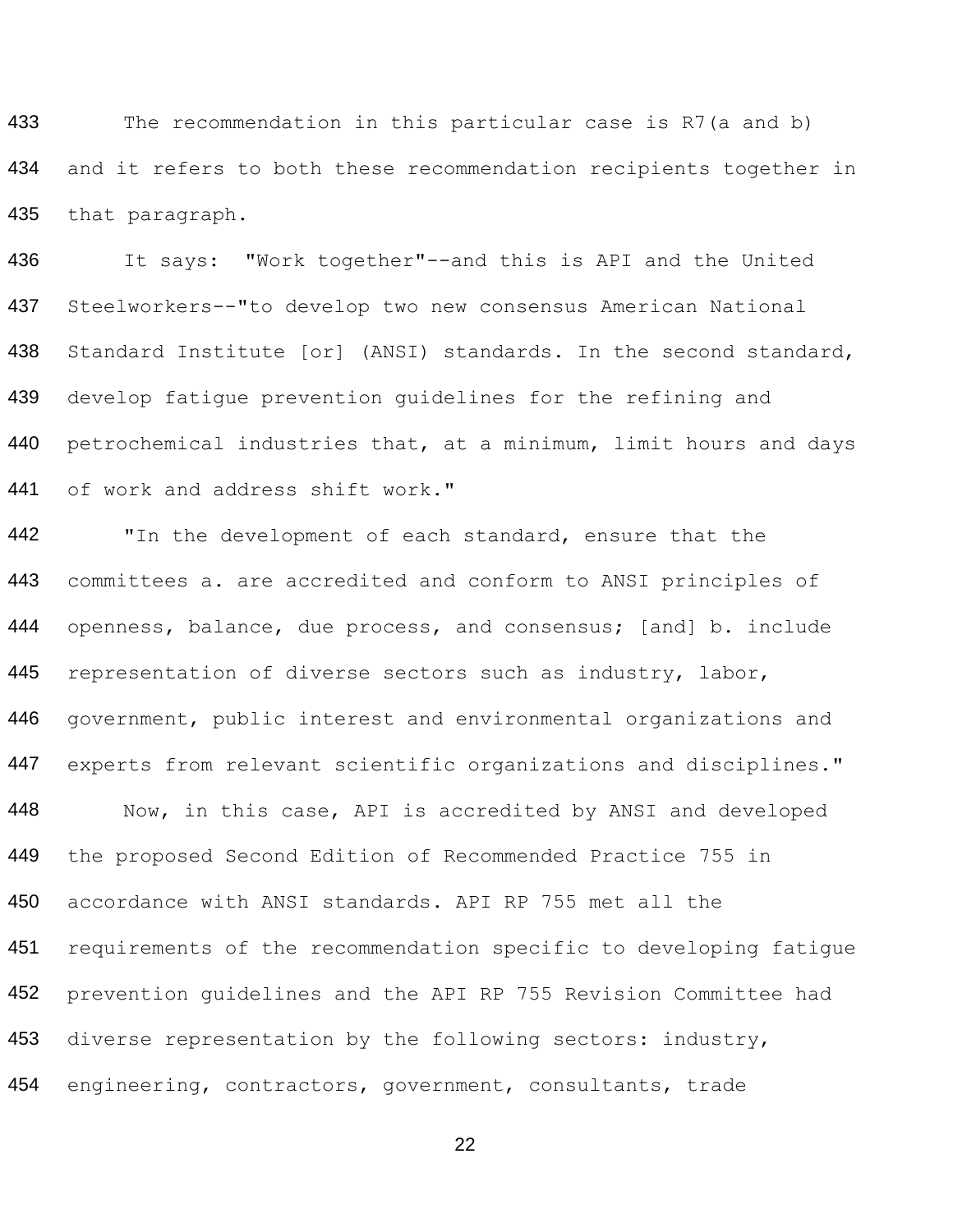The recommendation in this particular case is R7(a and b) and it refers to both these recommendation recipients together in that paragraph.

It says: "Work together"--and this is API and the United Steelworkers--"to develop two new consensus American National Standard Institute [or] (ANSI) standards. In the second standard, develop fatigue prevention guidelines for the refining and petrochemical industries that, at a minimum, limit hours and days of work and address shift work."

"In the development of each standard, ensure that the committees a. are accredited and conform to ANSI principles of openness, balance, due process, and consensus; [and] b. include representation of diverse sectors such as industry, labor, government, public interest and environmental organizations and experts from relevant scientific organizations and disciplines."

Now, in this case, API is accredited by ANSI and developed the proposed Second Edition of Recommended Practice 755 in accordance with ANSI standards. API RP 755 met all the requirements of the recommendation specific to developing fatigue prevention guidelines and the API RP 755 Revision Committee had diverse representation by the following sectors: industry, engineering, contractors, government, consultants, trade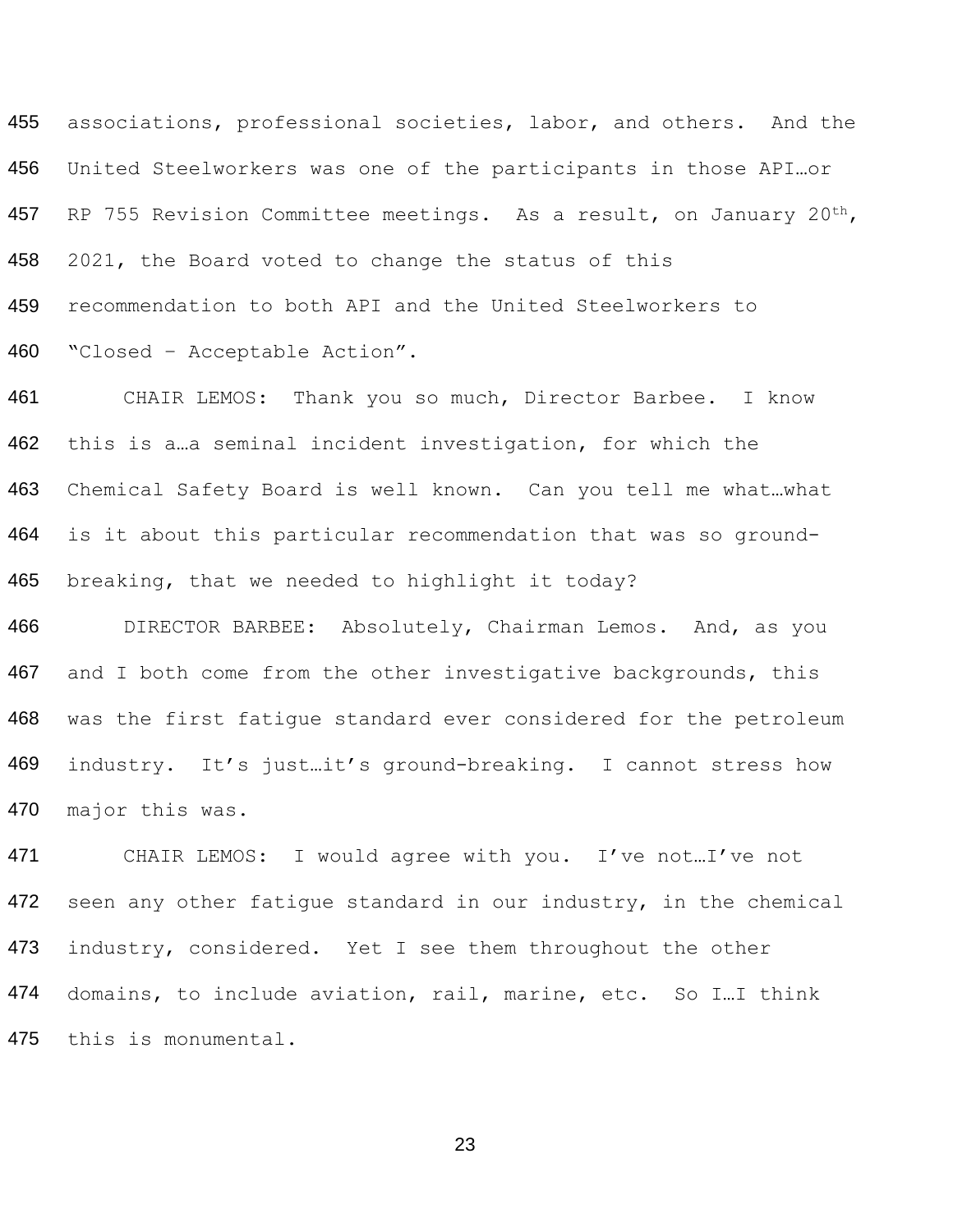associations, professional societies, labor, and others. And the United Steelworkers was one of the participants in those API…or RP 755 Revision Committee meetings. As a result, on January 20th, 2021, the Board voted to change the status of this recommendation to both API and the United Steelworkers to "Closed – Acceptable Action".

CHAIR LEMOS: Thank you so much, Director Barbee. I know this is a…a seminal incident investigation, for which the Chemical Safety Board is well known. Can you tell me what…what is it about this particular recommendation that was so ground-breaking, that we needed to highlight it today?

DIRECTOR BARBEE: Absolutely, Chairman Lemos. And, as you and I both come from the other investigative backgrounds, this was the first fatigue standard ever considered for the petroleum industry. It's just…it's ground-breaking. I cannot stress how major this was.

CHAIR LEMOS: I would agree with you. I've not…I've not seen any other fatigue standard in our industry, in the chemical industry, considered. Yet I see them throughout the other domains, to include aviation, rail, marine, etc. So I…I think this is monumental.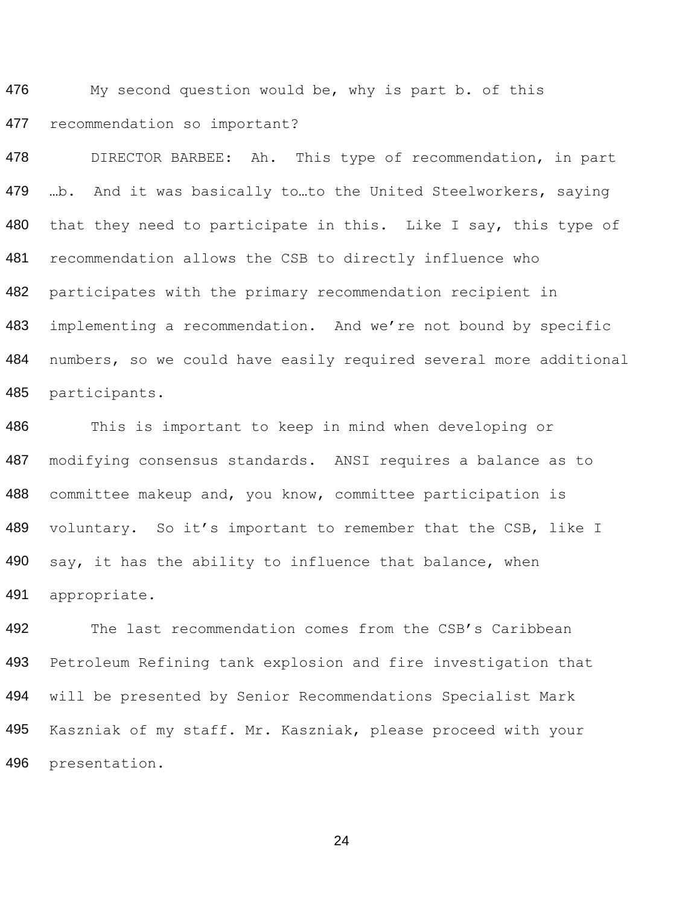476 My second question would be, why is part b. of this
477 recommendation so important?

478 DIRECTOR BARBEE: Ah. This type of recommendation, in part
479 …b. And it was basically to…to the United Steelworkers, saying
480 that they need to participate in this. Like I say, this type of
481 recommendation allows the CSB to directly influence who
482 participates with the primary recommendation recipient in
483 implementing a recommendation. And we're not bound by specific
484 numbers, so we could have easily required several more additional
485 participants.

486 This is important to keep in mind when developing or
487 modifying consensus standards. ANSI requires a balance as to
488 committee makeup and, you know, committee participation is
489 voluntary. So it's important to remember that the CSB, like I
490 say, it has the ability to influence that balance, when
491 appropriate.

492 The last recommendation comes from the CSB's Caribbean
493 Petroleum Refining tank explosion and fire investigation that
494 will be presented by Senior Recommendations Specialist Mark
495 Kaszniak of my staff. Mr. Kaszniak, please proceed with your
496 presentation.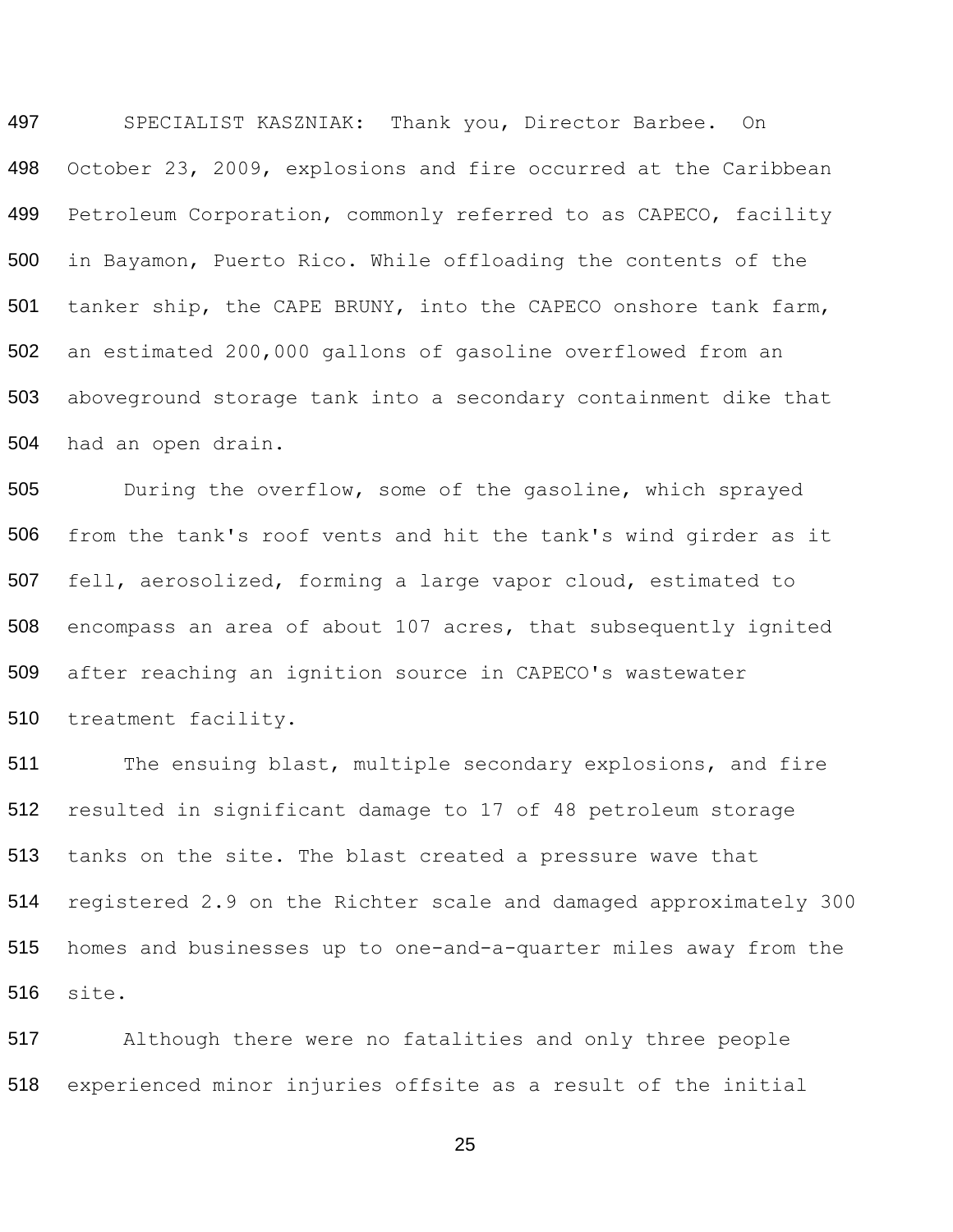SPECIALIST KASZNIAK: Thank you, Director Barbee. On October 23, 2009, explosions and fire occurred at the Caribbean Petroleum Corporation, commonly referred to as CAPECO, facility in Bayamon, Puerto Rico. While offloading the contents of the tanker ship, the CAPE BRUNY, into the CAPECO onshore tank farm, an estimated 200,000 gallons of gasoline overflowed from an aboveground storage tank into a secondary containment dike that had an open drain.

During the overflow, some of the gasoline, which sprayed from the tank's roof vents and hit the tank's wind girder as it fell, aerosolized, forming a large vapor cloud, estimated to encompass an area of about 107 acres, that subsequently ignited after reaching an ignition source in CAPECO's wastewater treatment facility.

The ensuing blast, multiple secondary explosions, and fire resulted in significant damage to 17 of 48 petroleum storage tanks on the site. The blast created a pressure wave that registered 2.9 on the Richter scale and damaged approximately 300 homes and businesses up to one-and-a-quarter miles away from the site.

Although there were no fatalities and only three people experienced minor injuries offsite as a result of the initial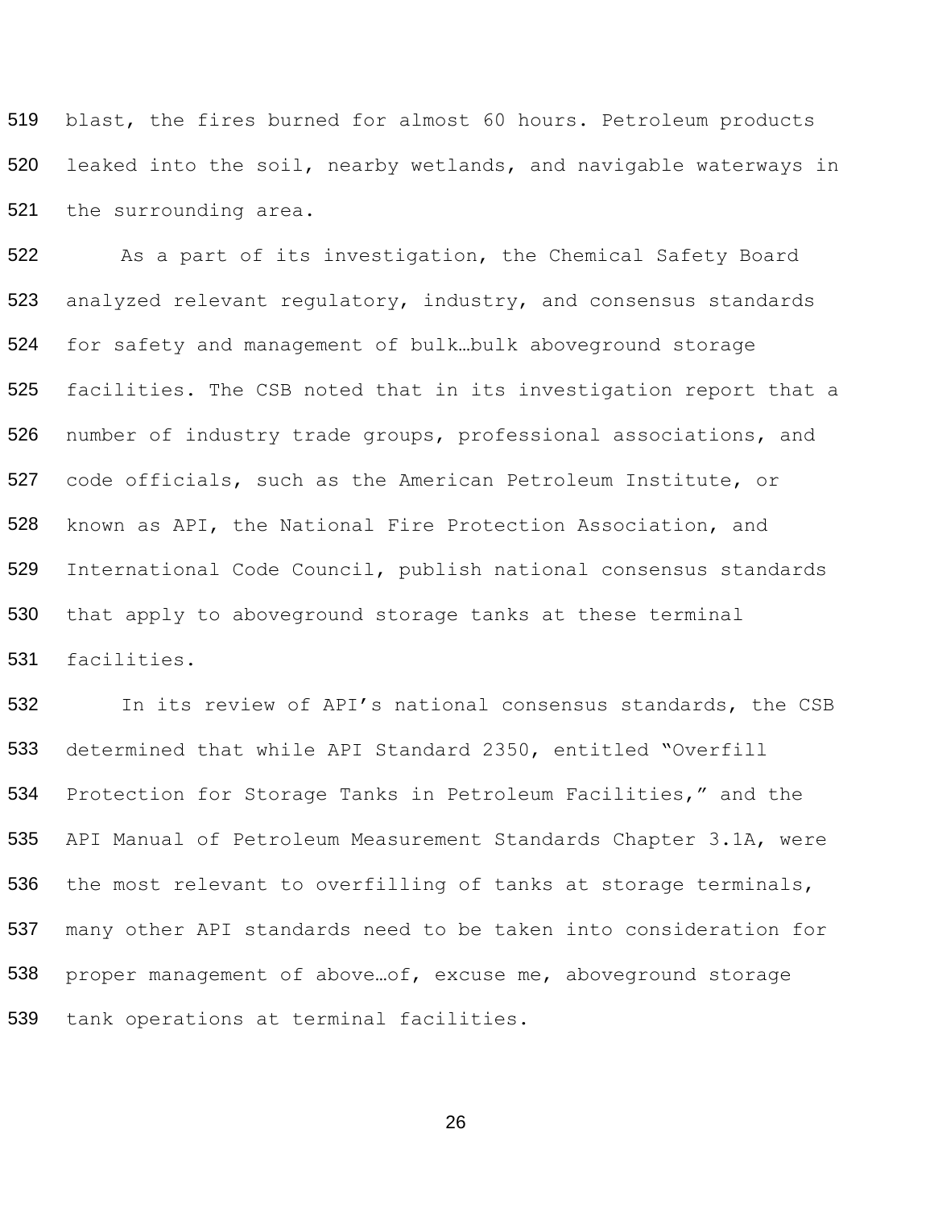blast, the fires burned for almost 60 hours. Petroleum products leaked into the soil, nearby wetlands, and navigable waterways in the surrounding area.

As a part of its investigation, the Chemical Safety Board analyzed relevant regulatory, industry, and consensus standards for safety and management of bulk…bulk aboveground storage facilities. The CSB noted that in its investigation report that a number of industry trade groups, professional associations, and code officials, such as the American Petroleum Institute, or known as API, the National Fire Protection Association, and International Code Council, publish national consensus standards that apply to aboveground storage tanks at these terminal facilities.

In its review of API's national consensus standards, the CSB determined that while API Standard 2350, entitled "Overfill Protection for Storage Tanks in Petroleum Facilities," and the API Manual of Petroleum Measurement Standards Chapter 3.1A, were the most relevant to overfilling of tanks at storage terminals, many other API standards need to be taken into consideration for proper management of above…of, excuse me, aboveground storage tank operations at terminal facilities.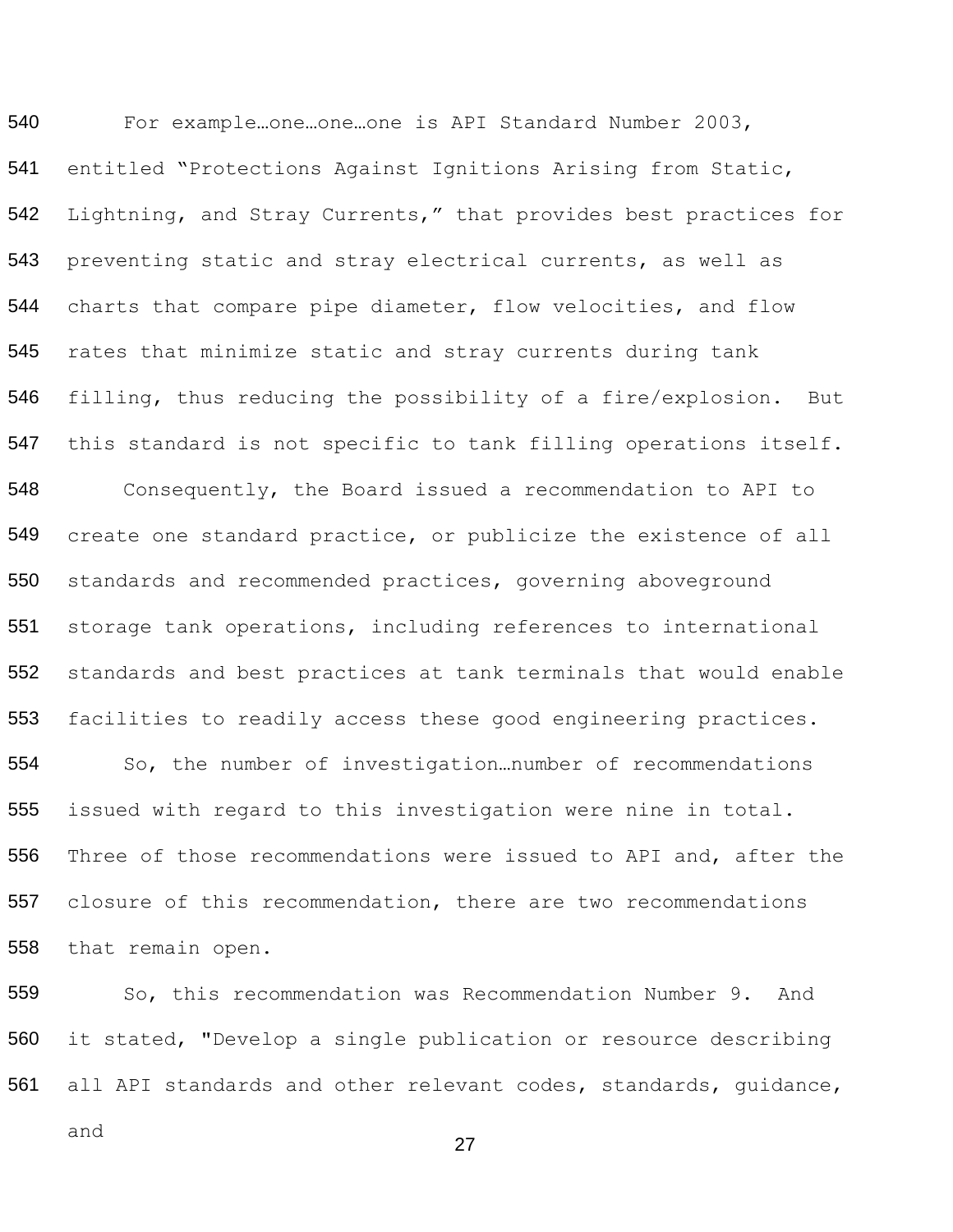540 For example…one…one…one is API Standard Number 2003,
541 entitled "Protections Against Ignitions Arising from Static,
542 Lightning, and Stray Currents," that provides best practices for
543 preventing static and stray electrical currents, as well as
544 charts that compare pipe diameter, flow velocities, and flow
545 rates that minimize static and stray currents during tank
546 filling, thus reducing the possibility of a fire/explosion. But
547 this standard is not specific to tank filling operations itself.

548 Consequently, the Board issued a recommendation to API to
549 create one standard practice, or publicize the existence of all
550 standards and recommended practices, governing aboveground
551 storage tank operations, including references to international
552 standards and best practices at tank terminals that would enable
553 facilities to readily access these good engineering practices.

554 So, the number of investigation…number of recommendations
555 issued with regard to this investigation were nine in total.
556 Three of those recommendations were issued to API and, after the
557 closure of this recommendation, there are two recommendations
558 that remain open.

559 So, this recommendation was Recommendation Number 9. And
560 it stated, "Develop a single publication or resource describing
561 all API standards and other relevant codes, standards, guidance,
and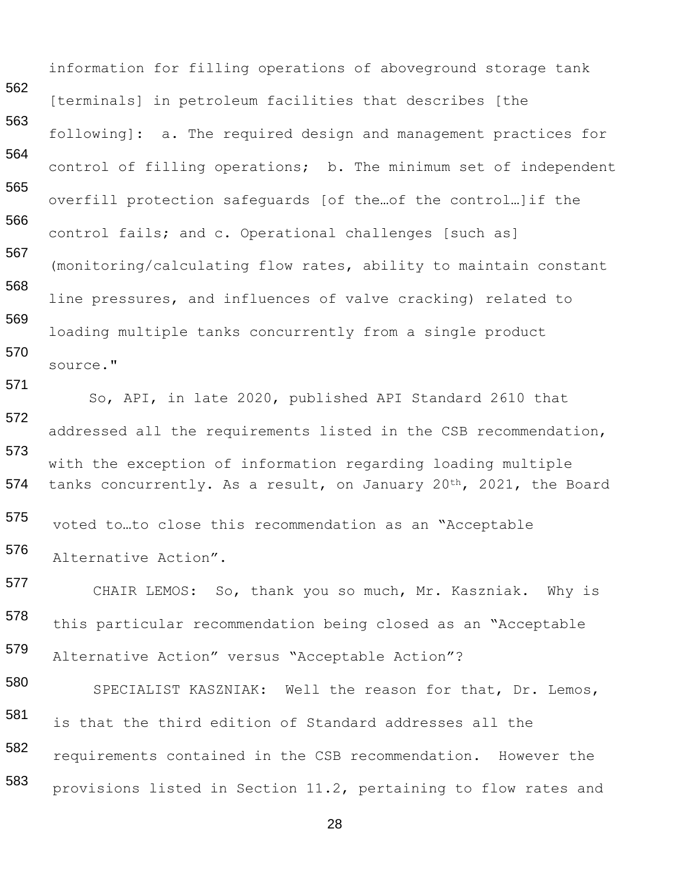information for filling operations of aboveground storage tank [terminals] in petroleum facilities that describes [the following]: a. The required design and management practices for control of filling operations; b. The minimum set of independent overfill protection safeguards [of the…of the control…]if the control fails; and c. Operational challenges [such as] (monitoring/calculating flow rates, ability to maintain constant line pressures, and influences of valve cracking) related to loading multiple tanks concurrently from a single product source."

So, API, in late 2020, published API Standard 2610 that addressed all the requirements listed in the CSB recommendation, with the exception of information regarding loading multiple tanks concurrently. As a result, on January 20th, 2021, the Board voted to…to close this recommendation as an "Acceptable Alternative Action".

CHAIR LEMOS: So, thank you so much, Mr. Kaszniak. Why is this particular recommendation being closed as an "Acceptable Alternative Action" versus "Acceptable Action"?

SPECIALIST KASZNIAK: Well the reason for that, Dr. Lemos, is that the third edition of Standard addresses all the requirements contained in the CSB recommendation. However the provisions listed in Section 11.2, pertaining to flow rates and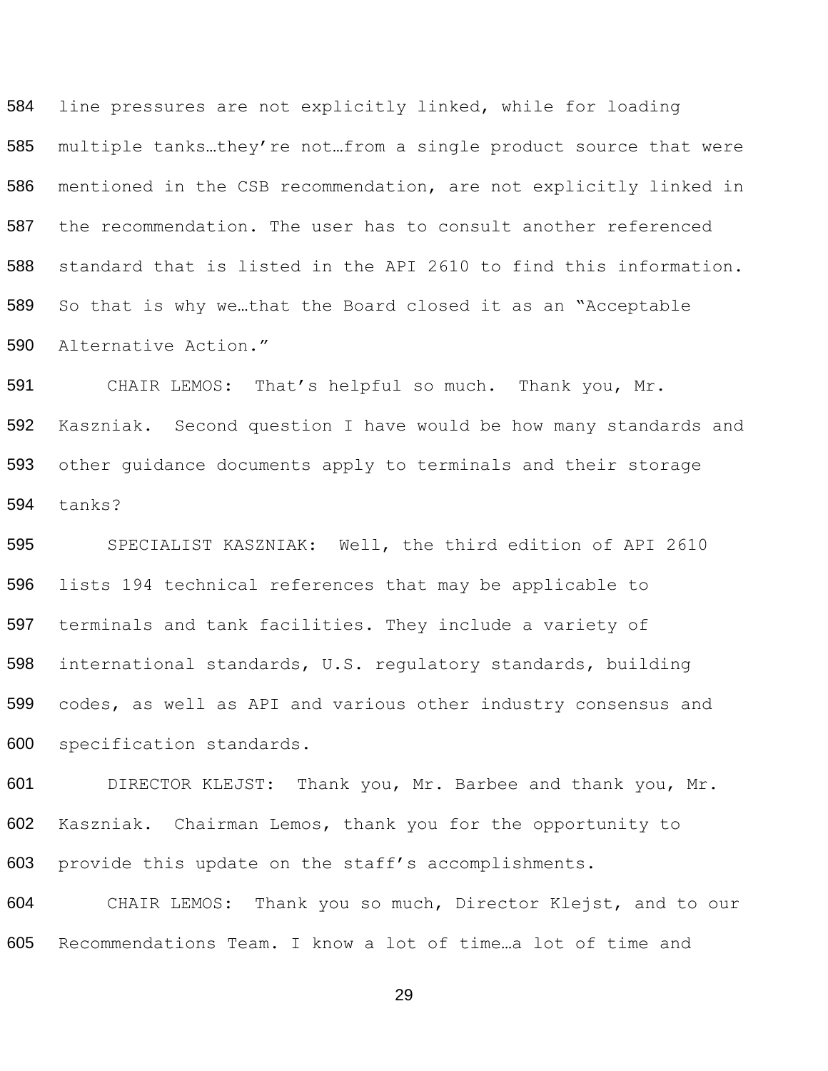584 line pressures are not explicitly linked, while for loading
585 multiple tanks…they're not…from a single product source that were
586 mentioned in the CSB recommendation, are not explicitly linked in
587 the recommendation. The user has to consult another referenced
588 standard that is listed in the API 2610 to find this information.
589 So that is why we…that the Board closed it as an "Acceptable
590 Alternative Action."

591 CHAIR LEMOS: That's helpful so much. Thank you, Mr.
592 Kaszniak. Second question I have would be how many standards and
593 other guidance documents apply to terminals and their storage
594 tanks?

595 SPECIALIST KASZNIAK: Well, the third edition of API 2610
596 lists 194 technical references that may be applicable to
597 terminals and tank facilities. They include a variety of
598 international standards, U.S. regulatory standards, building
599 codes, as well as API and various other industry consensus and
600 specification standards.

601 DIRECTOR KLEJST: Thank you, Mr. Barbee and thank you, Mr.
602 Kaszniak. Chairman Lemos, thank you for the opportunity to
603 provide this update on the staff's accomplishments.

604 CHAIR LEMOS: Thank you so much, Director Klejst, and to our
605 Recommendations Team. I know a lot of time…a lot of time and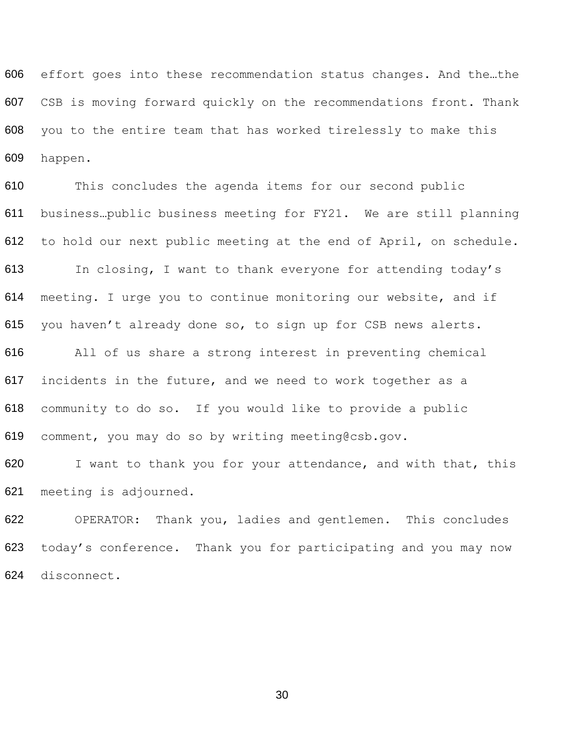effort goes into these recommendation status changes. And the…the CSB is moving forward quickly on the recommendations front. Thank you to the entire team that has worked tirelessly to make this happen.

This concludes the agenda items for our second public business…public business meeting for FY21. We are still planning to hold our next public meeting at the end of April, on schedule.

In closing, I want to thank everyone for attending today's meeting. I urge you to continue monitoring our website, and if you haven't already done so, to sign up for CSB news alerts.

All of us share a strong interest in preventing chemical incidents in the future, and we need to work together as a community to do so. If you would like to provide a public comment, you may do so by writing meeting@csb.gov.

I want to thank you for your attendance, and with that, this meeting is adjourned.

OPERATOR: Thank you, ladies and gentlemen. This concludes today's conference. Thank you for participating and you may now disconnect.